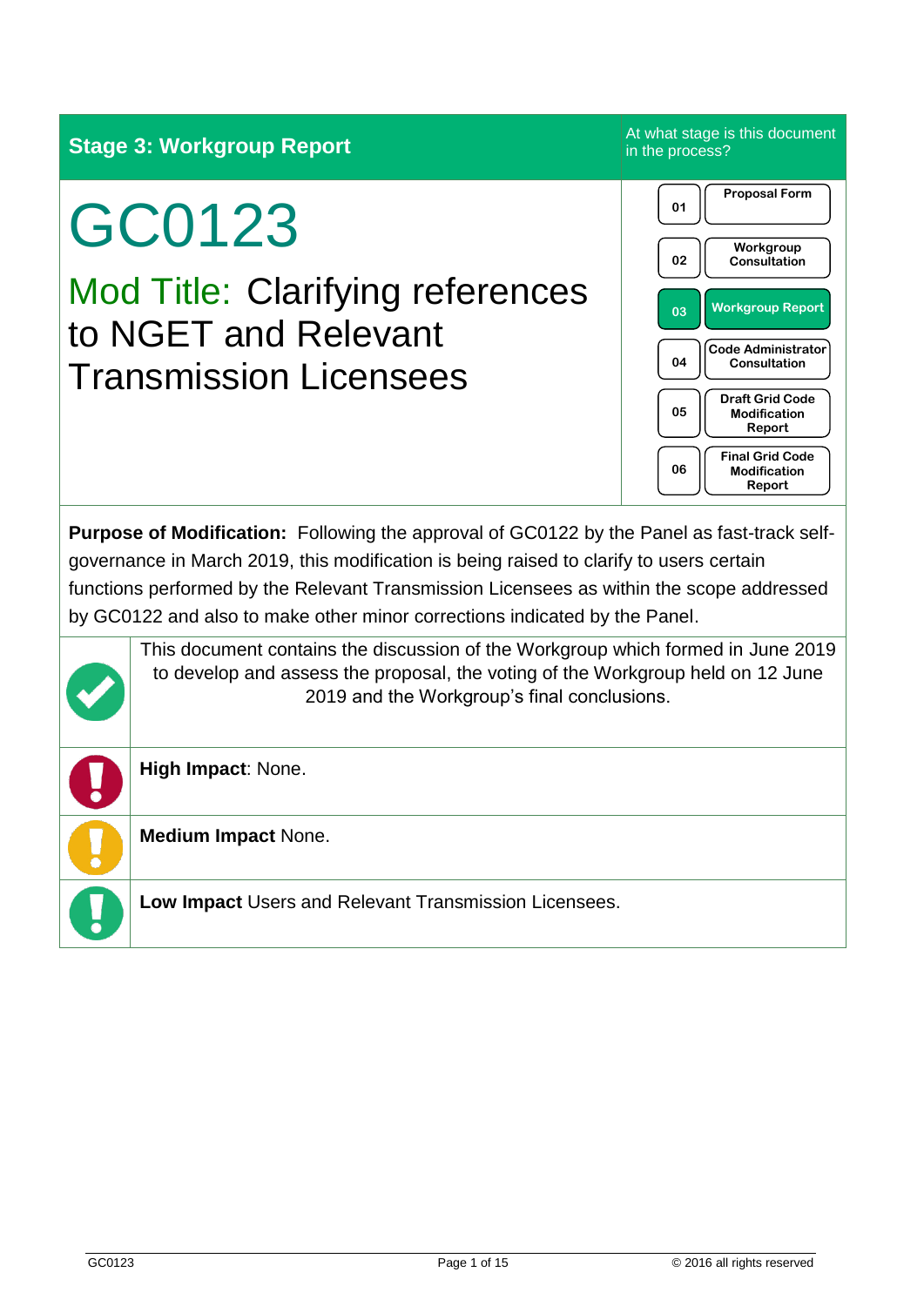**Stage 3: Workgroup Report**

At what stage is this document in the process?

| | |
|---|---|
| 01 | Proposal Form |
| 02 | Workgroup Consultation |
| 03 | Workgroup Report |
| 04 | Code Administrator Consultation |
| 05 | Draft Grid Code Modification Report |
| 06 | Final Grid Code Modification Report |

# GC0123

## Mod Title: Clarifying references to NGET and Relevant Transmission Licensees

**Purpose of Modification:** Following the approval of GC0122 by the Panel as fast-track self-governance in March 2019, this modification is being raised to clarify to users certain functions performed by the Relevant Transmission Licensees as within the scope addressed by GC0122 and also to make other minor corrections indicated by the Panel.

This document contains the discussion of the Workgroup which formed in June 2019 to develop and assess the proposal, the voting of the Workgroup held on 12 June 2019 and the Workgroup's final conclusions.

**High Impact**: None.

**Medium Impact** None.

**Low Impact** Users and Relevant Transmission Licensees.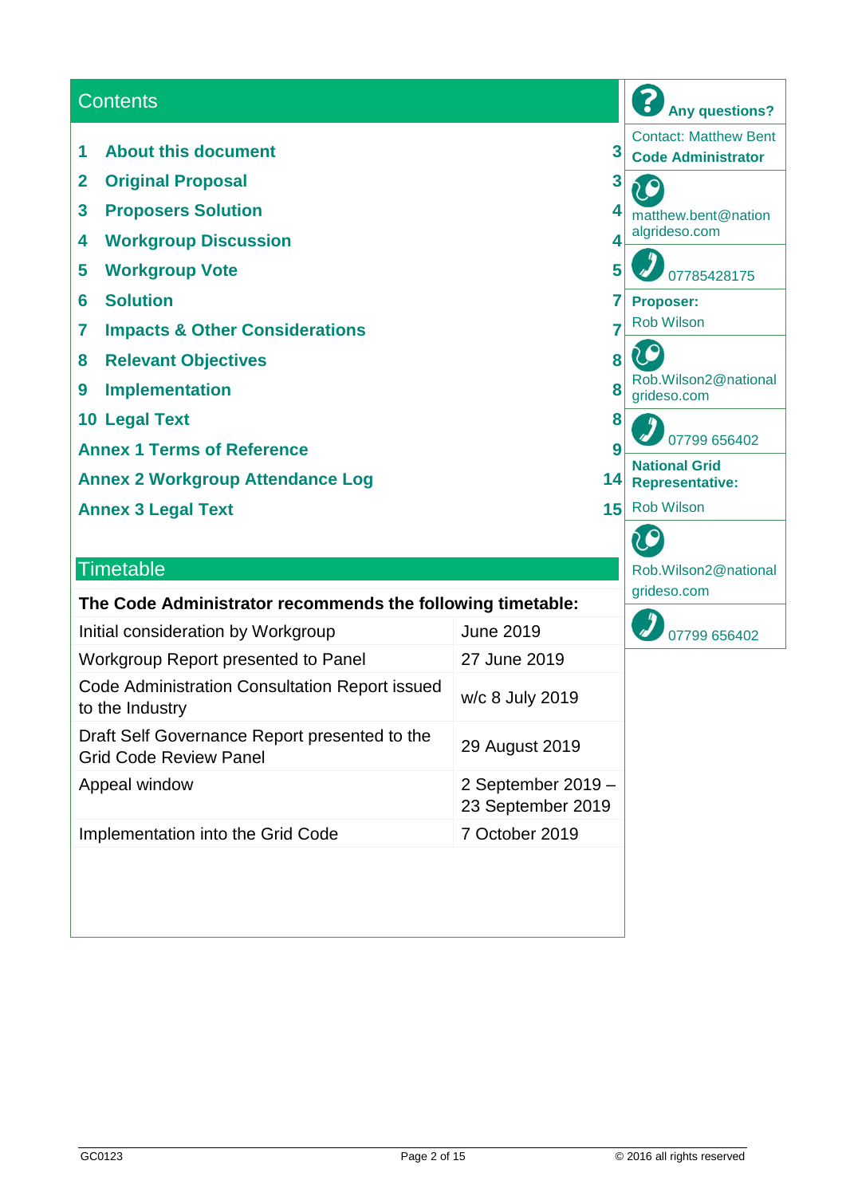## Contents

| | | |
|---|---|---|
| 1 | About this document | 3 |
| 2 | Original Proposal | 3 |
| 3 | Proposers Solution | 4 |
| 4 | Workgroup Discussion | 4 |
| 5 | Workgroup Vote | 5 |
| 6 | Solution | 7 |
| 7 | Impacts & Other Considerations | 7 |
| 8 | Relevant Objectives | 8 |
| 9 | Implementation | 8 |
| 10 | Legal Text | 8 |
| | Annex 1 Terms of Reference | 9 |
| | Annex 2 Workgroup Attendance Log | 14 |
| | Annex 3 Legal Text | 15 |

## Any questions?

Contact: Matthew Bent
**Code Administrator**

matthew.bent@nationalgrideso.com

07785428175

**Proposer:**
Rob Wilson

Rob.Wilson2@nationalgrideso.com

07799 656402

**National Grid Representative:**
Rob Wilson

Rob.Wilson2@nationalgrideso.com

07799 656402

## Timetable

**The Code Administrator recommends the following timetable:**

| | |
|---|---|
| Initial consideration by Workgroup | June 2019 |
| Workgroup Report presented to Panel | 27 June 2019 |
| Code Administration Consultation Report issued to the Industry | w/c 8 July 2019 |
| Draft Self Governance Report presented to the Grid Code Review Panel | 29 August 2019 |
| Appeal window | 2 September 2019 – 23 September 2019 |
| Implementation into the Grid Code | 7 October 2019 |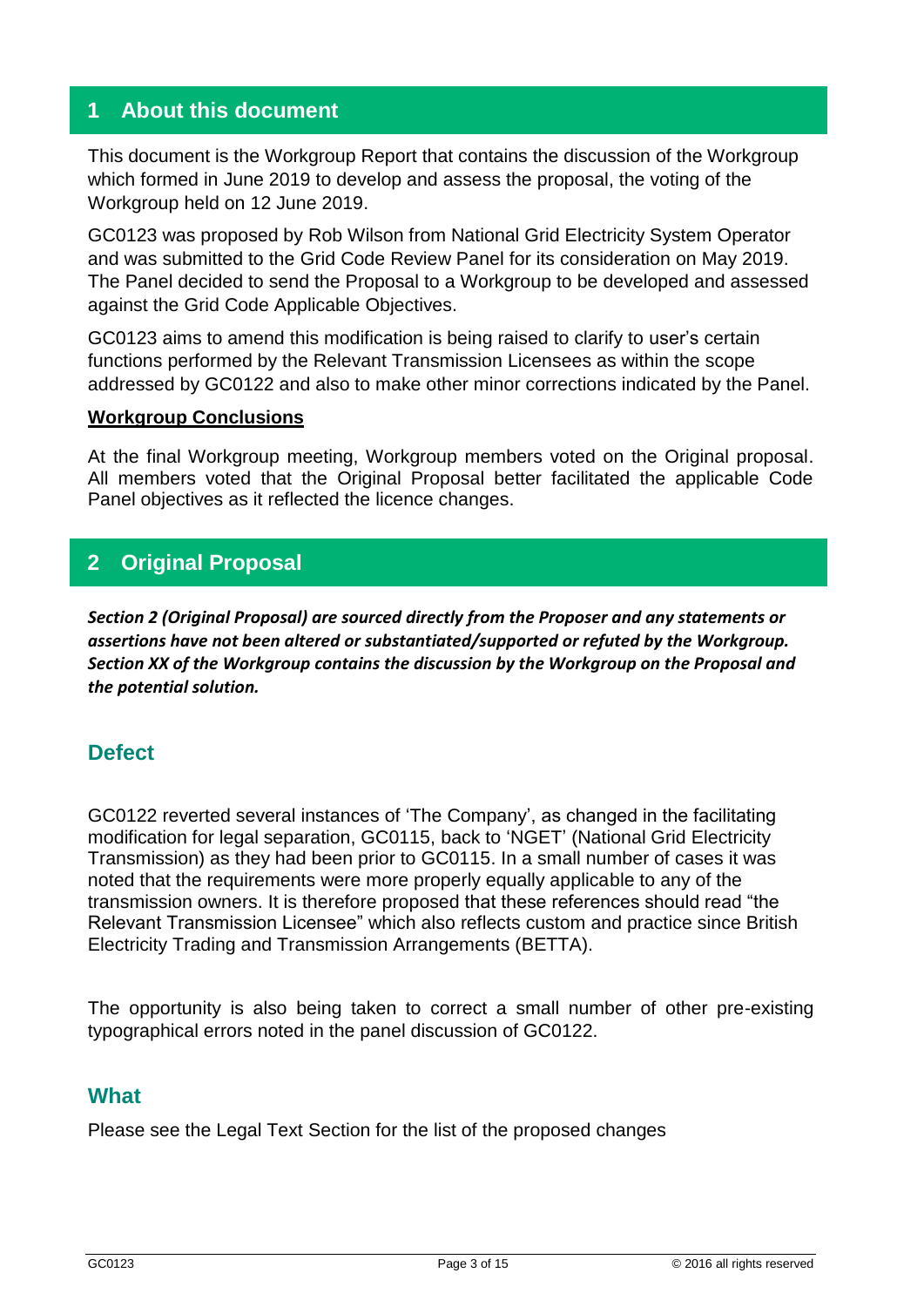## 1 About this document

This document is the Workgroup Report that contains the discussion of the Workgroup which formed in June 2019 to develop and assess the proposal, the voting of the Workgroup held on 12 June 2019.

GC0123 was proposed by Rob Wilson from National Grid Electricity System Operator and was submitted to the Grid Code Review Panel for its consideration on May 2019. The Panel decided to send the Proposal to a Workgroup to be developed and assessed against the Grid Code Applicable Objectives.

GC0123 aims to amend this modification is being raised to clarify to user's certain functions performed by the Relevant Transmission Licensees as within the scope addressed by GC0122 and also to make other minor corrections indicated by the Panel.

**Workgroup Conclusions**

At the final Workgroup meeting, Workgroup members voted on the Original proposal. All members voted that the Original Proposal better facilitated the applicable Code Panel objectives as it reflected the licence changes.

## 2 Original Proposal

***Section 2 (Original Proposal) are sourced directly from the Proposer and any statements or assertions have not been altered or substantiated/supported or refuted by the Workgroup. Section XX of the Workgroup contains the discussion by the Workgroup on the Proposal and the potential solution.***

### Defect

GC0122 reverted several instances of 'The Company', as changed in the facilitating modification for legal separation, GC0115, back to 'NGET' (National Grid Electricity Transmission) as they had been prior to GC0115. In a small number of cases it was noted that the requirements were more properly equally applicable to any of the transmission owners. It is therefore proposed that these references should read "the Relevant Transmission Licensee" which also reflects custom and practice since British Electricity Trading and Transmission Arrangements (BETTA).

The opportunity is also being taken to correct a small number of other pre-existing typographical errors noted in the panel discussion of GC0122.

### What

Please see the Legal Text Section for the list of the proposed changes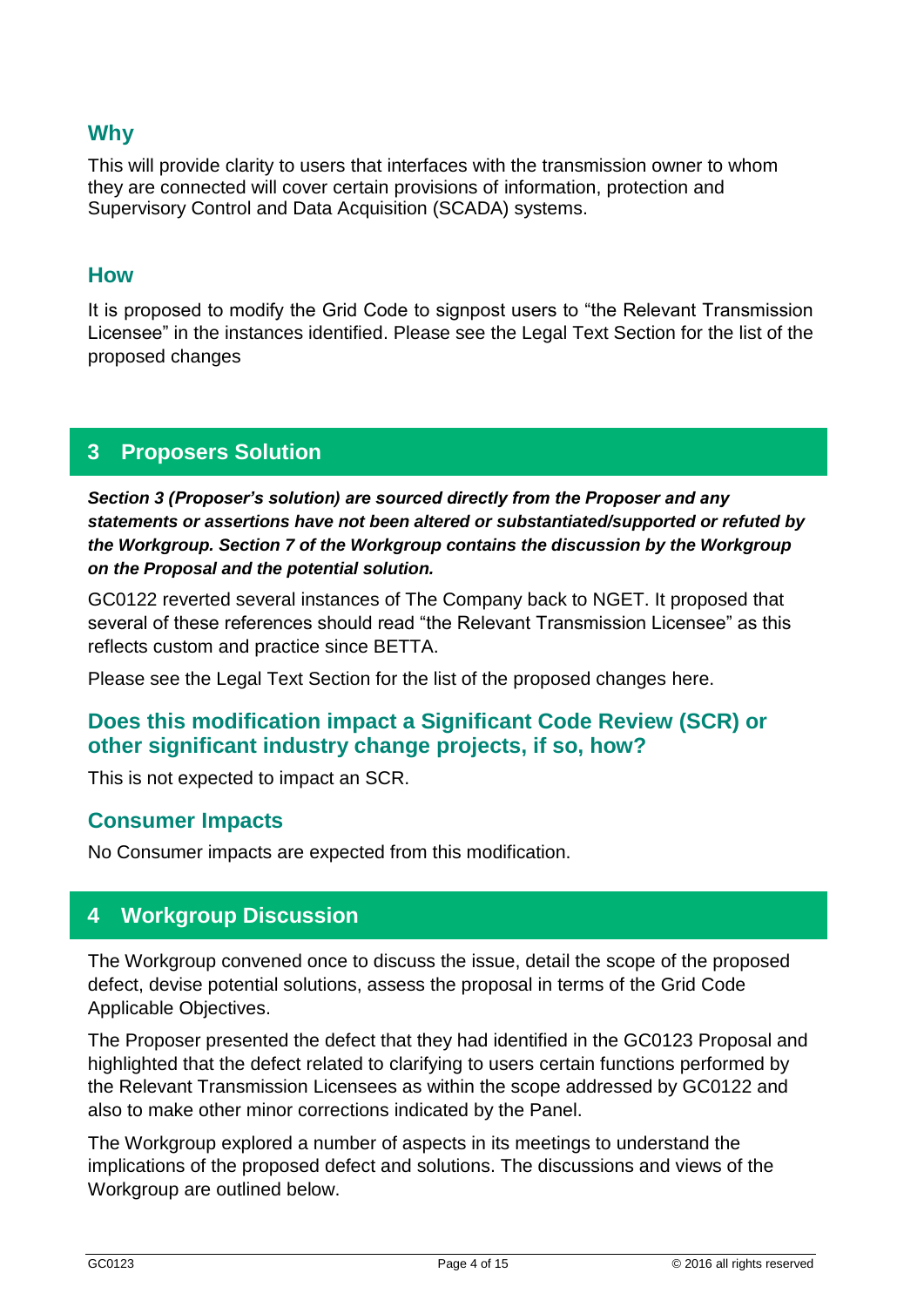## Why

This will provide clarity to users that interfaces with the transmission owner to whom they are connected will cover certain provisions of information, protection and Supervisory Control and Data Acquisition (SCADA) systems.

## How

It is proposed to modify the Grid Code to signpost users to “the Relevant Transmission Licensee” in the instances identified. Please see the Legal Text Section for the list of the proposed changes

# 3 Proposers Solution

***Section 3 (Proposer’s solution) are sourced directly from the Proposer and any statements or assertions have not been altered or substantiated/supported or refuted by the Workgroup. Section 7 of the Workgroup contains the discussion by the Workgroup on the Proposal and the potential solution.***

GC0122 reverted several instances of The Company back to NGET. It proposed that several of these references should read “the Relevant Transmission Licensee” as this reflects custom and practice since BETTA.

Please see the Legal Text Section for the list of the proposed changes here.

## Does this modification impact a Significant Code Review (SCR) or other significant industry change projects, if so, how?

This is not expected to impact an SCR.

## Consumer Impacts

No Consumer impacts are expected from this modification.

# 4 Workgroup Discussion

The Workgroup convened once to discuss the issue, detail the scope of the proposed defect, devise potential solutions, assess the proposal in terms of the Grid Code Applicable Objectives.

The Proposer presented the defect that they had identified in the GC0123 Proposal and highlighted that the defect related to clarifying to users certain functions performed by the Relevant Transmission Licensees as within the scope addressed by GC0122 and also to make other minor corrections indicated by the Panel.

The Workgroup explored a number of aspects in its meetings to understand the implications of the proposed defect and solutions. The discussions and views of the Workgroup are outlined below.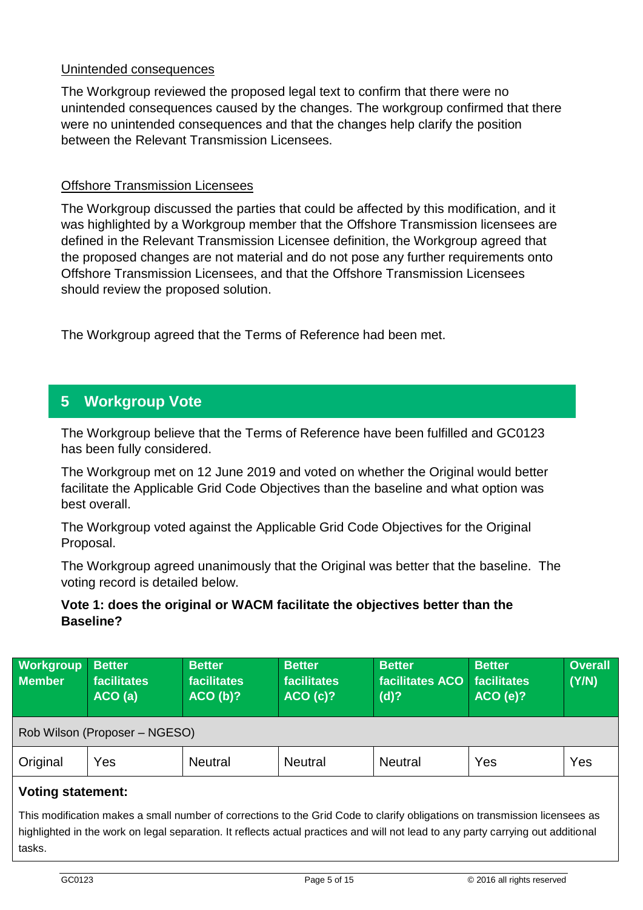Unintended consequences

The Workgroup reviewed the proposed legal text to confirm that there were no unintended consequences caused by the changes. The workgroup confirmed that there were no unintended consequences and that the changes help clarify the position between the Relevant Transmission Licensees.

Offshore Transmission Licensees

The Workgroup discussed the parties that could be affected by this modification, and it was highlighted by a Workgroup member that the Offshore Transmission licensees are defined in the Relevant Transmission Licensee definition, the Workgroup agreed that the proposed changes are not material and do not pose any further requirements onto Offshore Transmission Licensees, and that the Offshore Transmission Licensees should review the proposed solution.

The Workgroup agreed that the Terms of Reference had been met.

## 5 Workgroup Vote

The Workgroup believe that the Terms of Reference have been fulfilled and GC0123 has been fully considered.

The Workgroup met on 12 June 2019 and voted on whether the Original would better facilitate the Applicable Grid Code Objectives than the baseline and what option was best overall.

The Workgroup voted against the Applicable Grid Code Objectives for the Original Proposal.

The Workgroup agreed unanimously that the Original was better that the baseline. The voting record is detailed below.

**Vote 1: does the original or WACM facilitate the objectives better than the Baseline?**

| Workgroup Member | Better facilitates ACO (a) | Better facilitates ACO (b)? | Better facilitates ACO (c)? | Better facilitates ACO (d)? | Better facilitates ACO (e)? | Overall (Y/N) |
|---|---|---|---|---|---|---|
| Rob Wilson (Proposer – NGESO) | | | | | | |
| Original | Yes | Neutral | Neutral | Neutral | Yes | Yes |
| **Voting statement:** | | | | | | |
| This modification makes a small number of corrections to the Grid Code to clarify obligations on transmission licensees as highlighted in the work on legal separation. It reflects actual practices and will not lead to any party carrying out additional tasks. | | | | | | |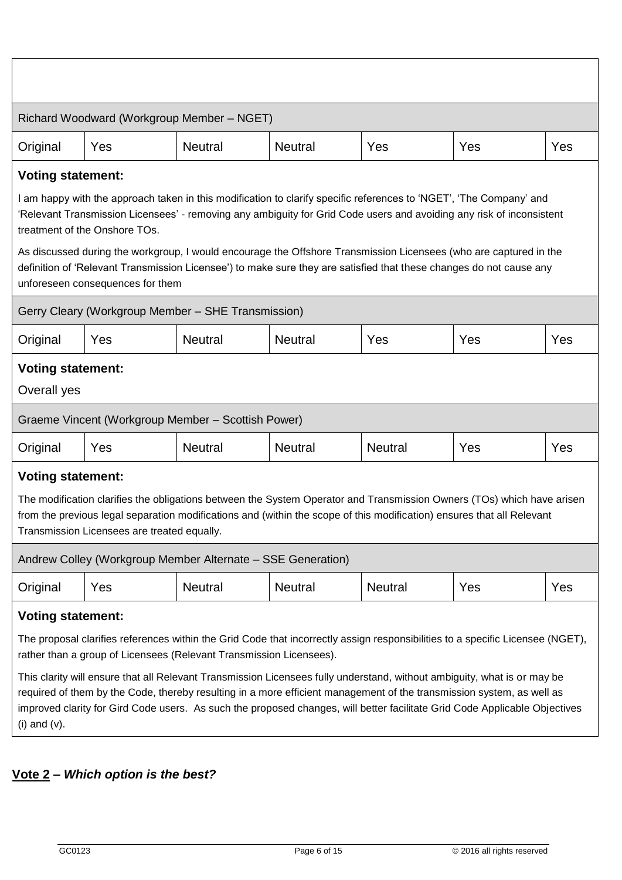Richard Woodward (Workgroup Member – NGET)

| Original | Yes | Neutral | Neutral | Yes | Yes | Yes |
|---|---|---|---|---|---|---|

**Voting statement:**

I am happy with the approach taken in this modification to clarify specific references to 'NGET', 'The Company' and 'Relevant Transmission Licensees' - removing any ambiguity for Grid Code users and avoiding any risk of inconsistent treatment of the Onshore TOs.

As discussed during the workgroup, I would encourage the Offshore Transmission Licensees (who are captured in the definition of 'Relevant Transmission Licensee') to make sure they are satisfied that these changes do not cause any unforeseen consequences for them

Gerry Cleary (Workgroup Member – SHE Transmission)

| Original | Yes | Neutral | Neutral | Yes | Yes | Yes |
|---|---|---|---|---|---|---|

**Voting statement:**

Overall yes

Graeme Vincent (Workgroup Member – Scottish Power)

| Original | Yes | Neutral | Neutral | Neutral | Yes | Yes |
|---|---|---|---|---|---|---|

**Voting statement:**

The modification clarifies the obligations between the System Operator and Transmission Owners (TOs) which have arisen from the previous legal separation modifications and (within the scope of this modification) ensures that all Relevant Transmission Licensees are treated equally.

Andrew Colley (Workgroup Member Alternate – SSE Generation)

| Original | Yes | Neutral | Neutral | Neutral | Yes | Yes |
|---|---|---|---|---|---|---|

**Voting statement:**

The proposal clarifies references within the Grid Code that incorrectly assign responsibilities to a specific Licensee (NGET), rather than a group of Licensees (Relevant Transmission Licensees).

This clarity will ensure that all Relevant Transmission Licensees fully understand, without ambiguity, what is or may be required of them by the Code, thereby resulting in a more efficient management of the transmission system, as well as improved clarity for Gird Code users. As such the proposed changes, will better facilitate Grid Code Applicable Objectives (i) and (v).

**Vote 2 – *Which option is the best?***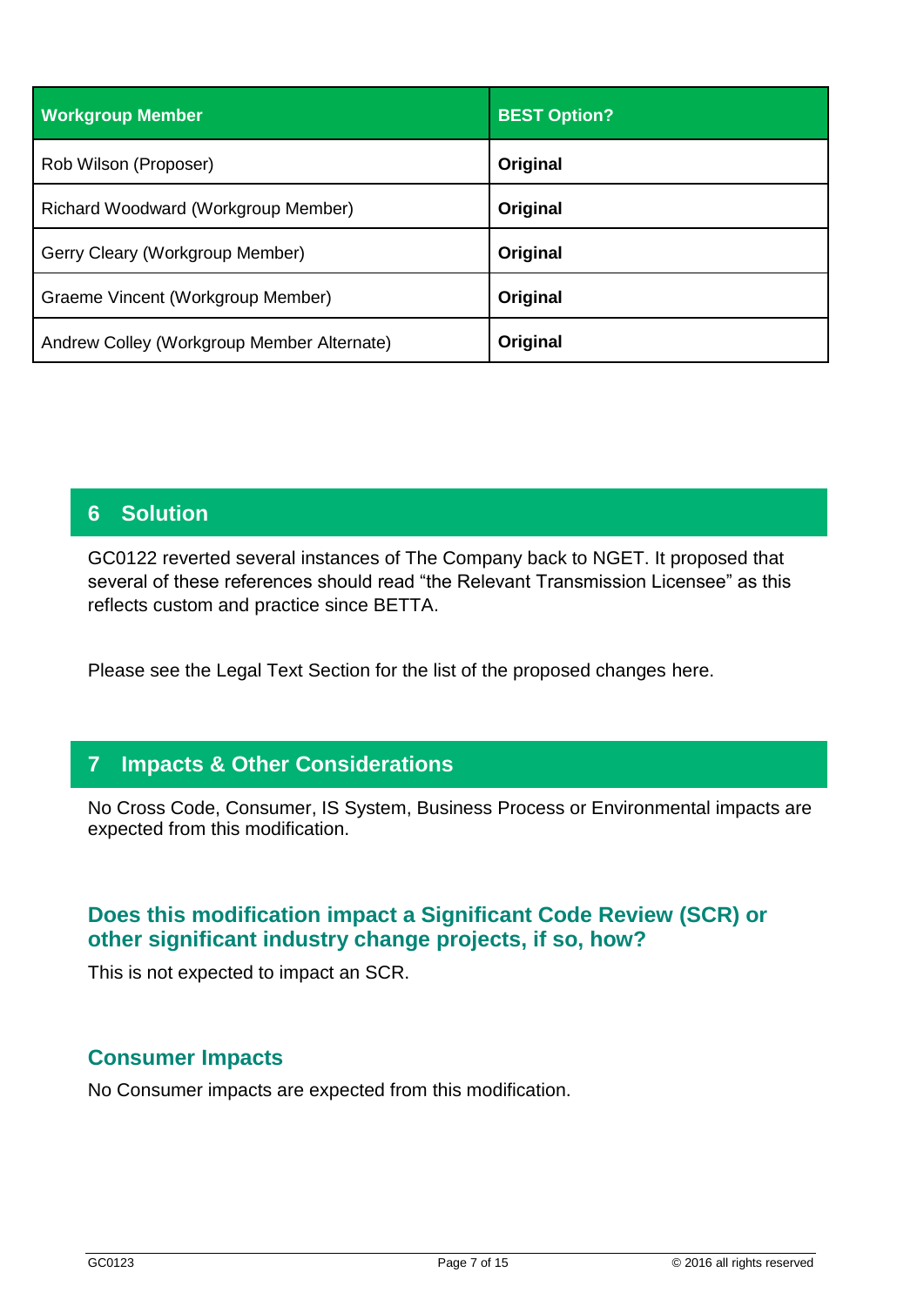| Workgroup Member | BEST Option? |
| --- | --- |
| Rob Wilson (Proposer) | **Original** |
| Richard Woodward (Workgroup Member) | **Original** |
| Gerry Cleary (Workgroup Member) | **Original** |
| Graeme Vincent (Workgroup Member) | **Original** |
| Andrew Colley (Workgroup Member Alternate) | **Original** |

## 6 Solution

GC0122 reverted several instances of The Company back to NGET. It proposed that several of these references should read "the Relevant Transmission Licensee" as this reflects custom and practice since BETTA.

Please see the Legal Text Section for the list of the proposed changes here.

## 7 Impacts & Other Considerations

No Cross Code, Consumer, IS System, Business Process or Environmental impacts are expected from this modification.

### Does this modification impact a Significant Code Review (SCR) or other significant industry change projects, if so, how?

This is not expected to impact an SCR.

### Consumer Impacts

No Consumer impacts are expected from this modification.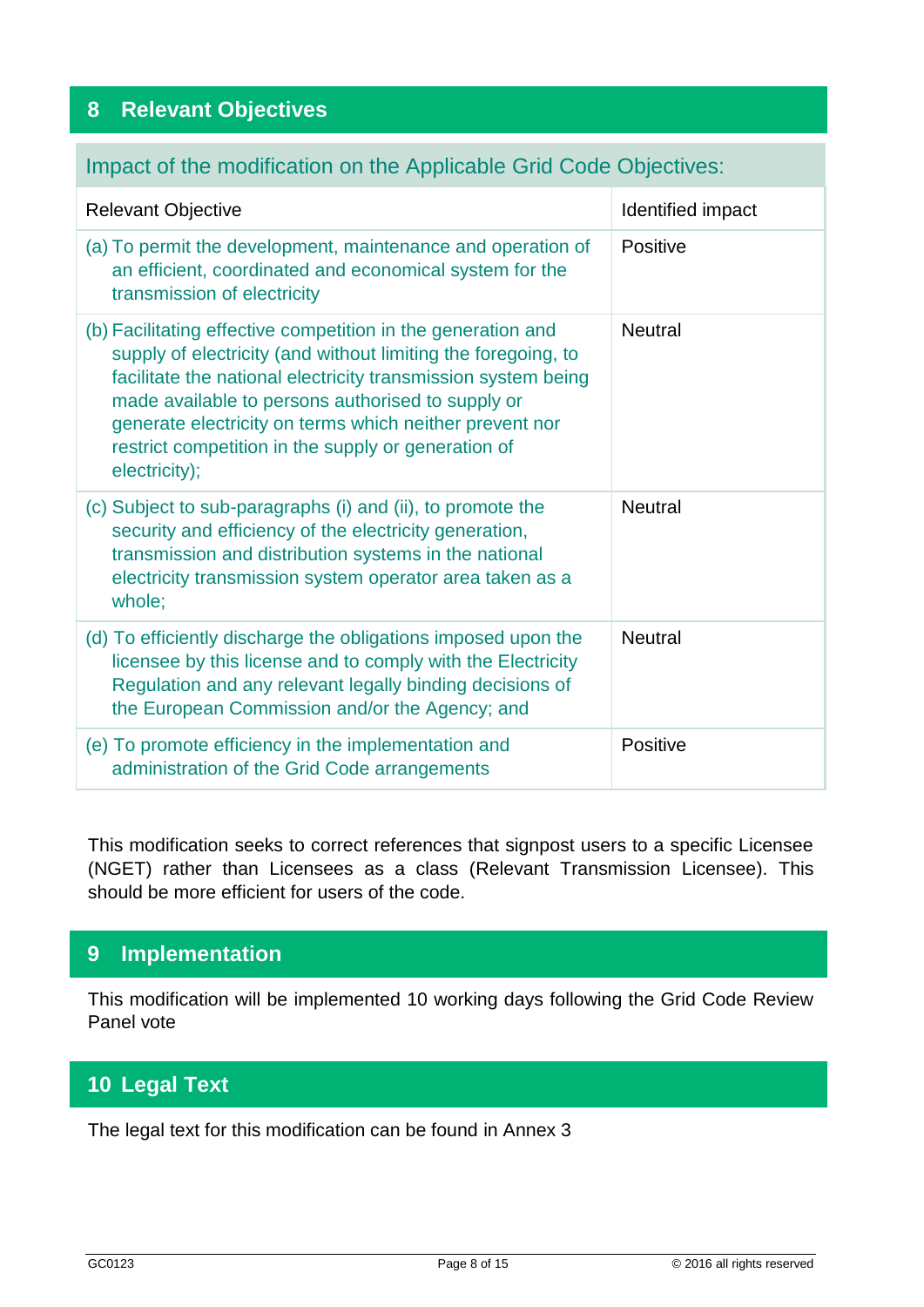## 8 Relevant Objectives

| Impact of the modification on the Applicable Grid Code Objectives: | |
|---|---|
| Relevant Objective | Identified impact |
| (a) To permit the development, maintenance and operation of an efficient, coordinated and economical system for the transmission of electricity | Positive |
| (b) Facilitating effective competition in the generation and supply of electricity (and without limiting the foregoing, to facilitate the national electricity transmission system being made available to persons authorised to supply or generate electricity on terms which neither prevent nor restrict competition in the supply or generation of electricity); | Neutral |
| (c) Subject to sub-paragraphs (i) and (ii), to promote the security and efficiency of the electricity generation, transmission and distribution systems in the national electricity transmission system operator area taken as a whole; | Neutral |
| (d) To efficiently discharge the obligations imposed upon the licensee by this license and to comply with the Electricity Regulation and any relevant legally binding decisions of the European Commission and/or the Agency; and | Neutral |
| (e) To promote efficiency in the implementation and administration of the Grid Code arrangements | Positive |

This modification seeks to correct references that signpost users to a specific Licensee (NGET) rather than Licensees as a class (Relevant Transmission Licensee). This should be more efficient for users of the code.

## 9 Implementation

This modification will be implemented 10 working days following the Grid Code Review Panel vote

## 10 Legal Text

The legal text for this modification can be found in Annex 3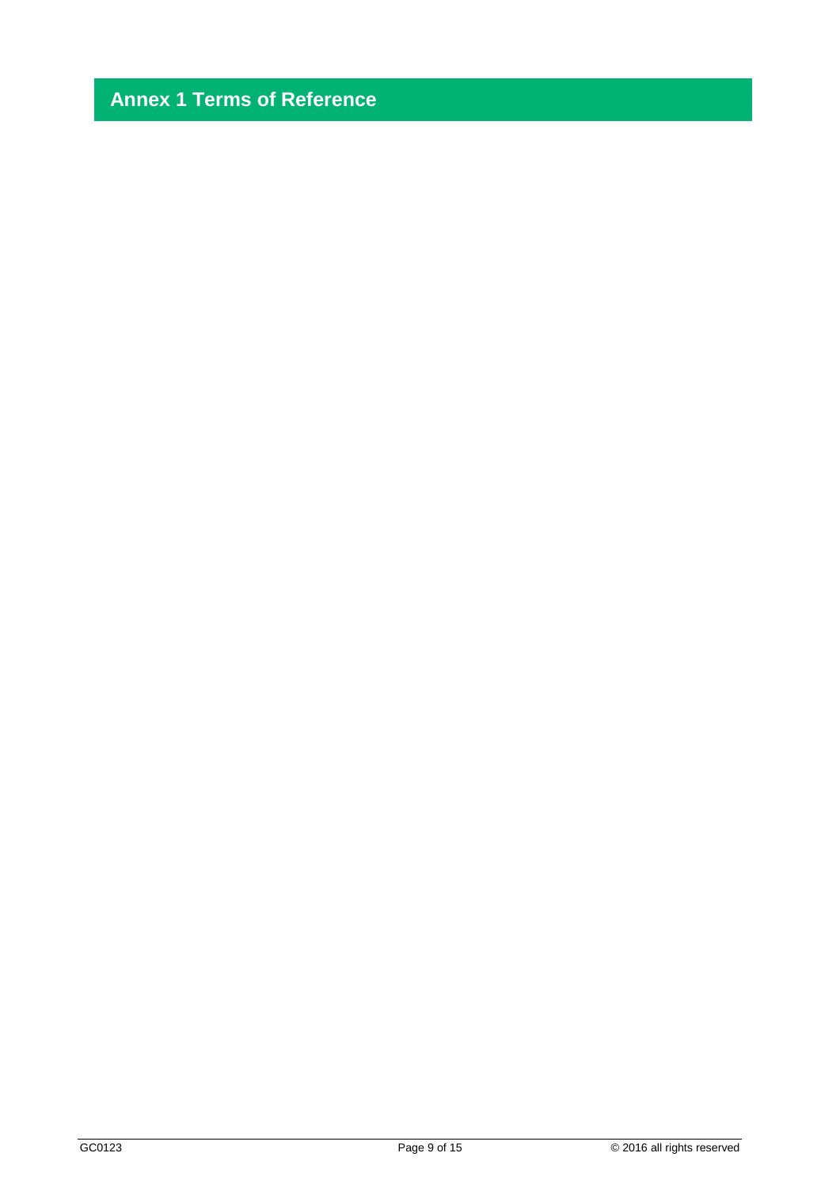# Annex 1 Terms of Reference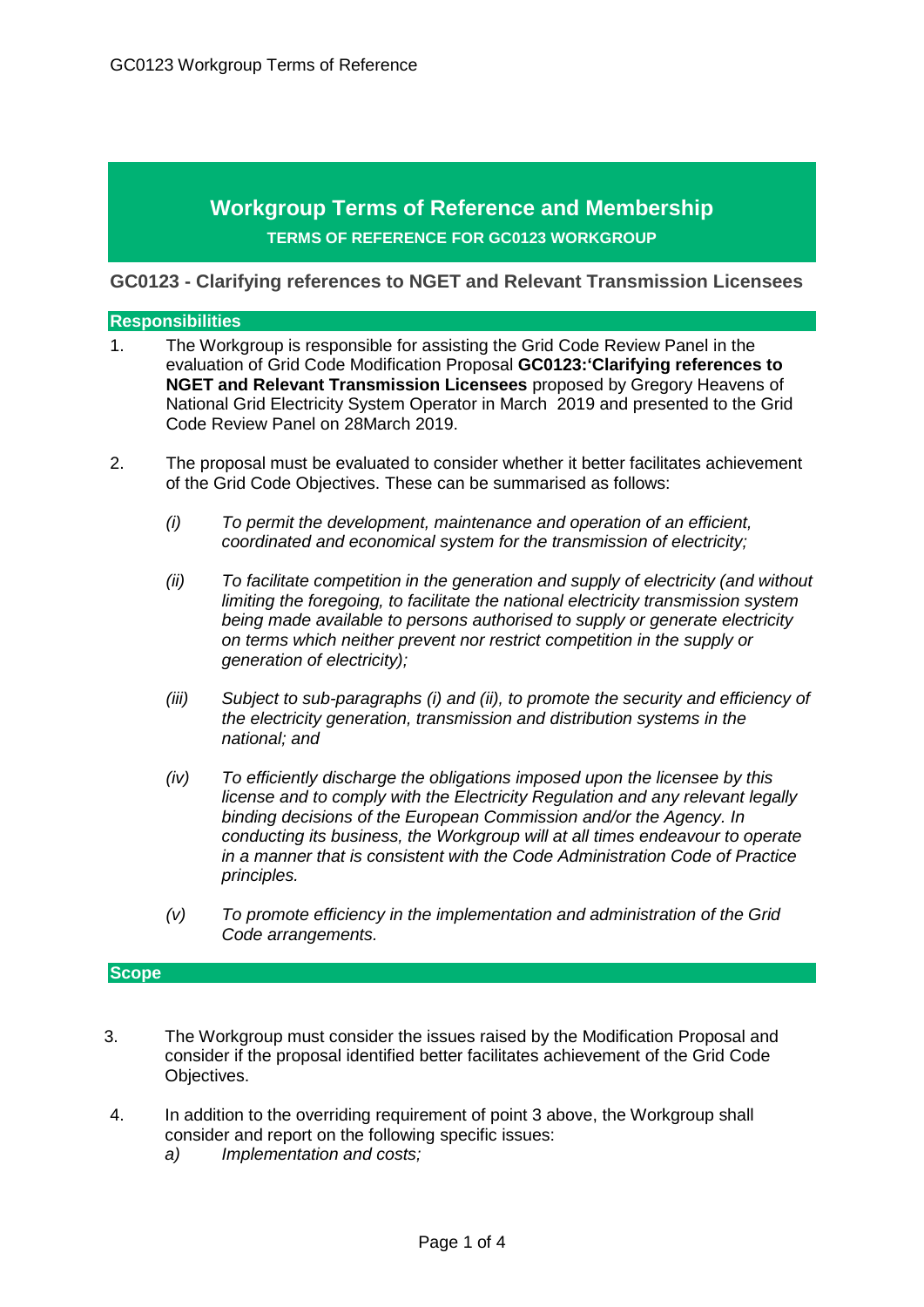# Workgroup Terms of Reference and Membership

**TERMS OF REFERENCE FOR GC0123 WORKGROUP**

## GC0123 - Clarifying references to NGET and Relevant Transmission Licensees

### Responsibilities

1. The Workgroup is responsible for assisting the Grid Code Review Panel in the evaluation of Grid Code Modification Proposal **GC0123:'Clarifying references to NGET and Relevant Transmission Licensees** proposed by Gregory Heavens of National Grid Electricity System Operator in March 2019 and presented to the Grid Code Review Panel on 28March 2019.

2. The proposal must be evaluated to consider whether it better facilitates achievement of the Grid Code Objectives. These can be summarised as follows:

   *(i) To permit the development, maintenance and operation of an efficient, coordinated and economical system for the transmission of electricity;*

   *(ii) To facilitate competition in the generation and supply of electricity (and without limiting the foregoing, to facilitate the national electricity transmission system being made available to persons authorised to supply or generate electricity on terms which neither prevent nor restrict competition in the supply or generation of electricity);*

   *(iii) Subject to sub-paragraphs (i) and (ii), to promote the security and efficiency of the electricity generation, transmission and distribution systems in the national; and*

   *(iv) To efficiently discharge the obligations imposed upon the licensee by this license and to comply with the Electricity Regulation and any relevant legally binding decisions of the European Commission and/or the Agency. In conducting its business, the Workgroup will at all times endeavour to operate in a manner that is consistent with the Code Administration Code of Practice principles.*

   *(v) To promote efficiency in the implementation and administration of the Grid Code arrangements.*

### Scope

3. The Workgroup must consider the issues raised by the Modification Proposal and consider if the proposal identified better facilitates achievement of the Grid Code Objectives.

4. In addition to the overriding requirement of point 3 above, the Workgroup shall consider and report on the following specific issues:

   *a) Implementation and costs;*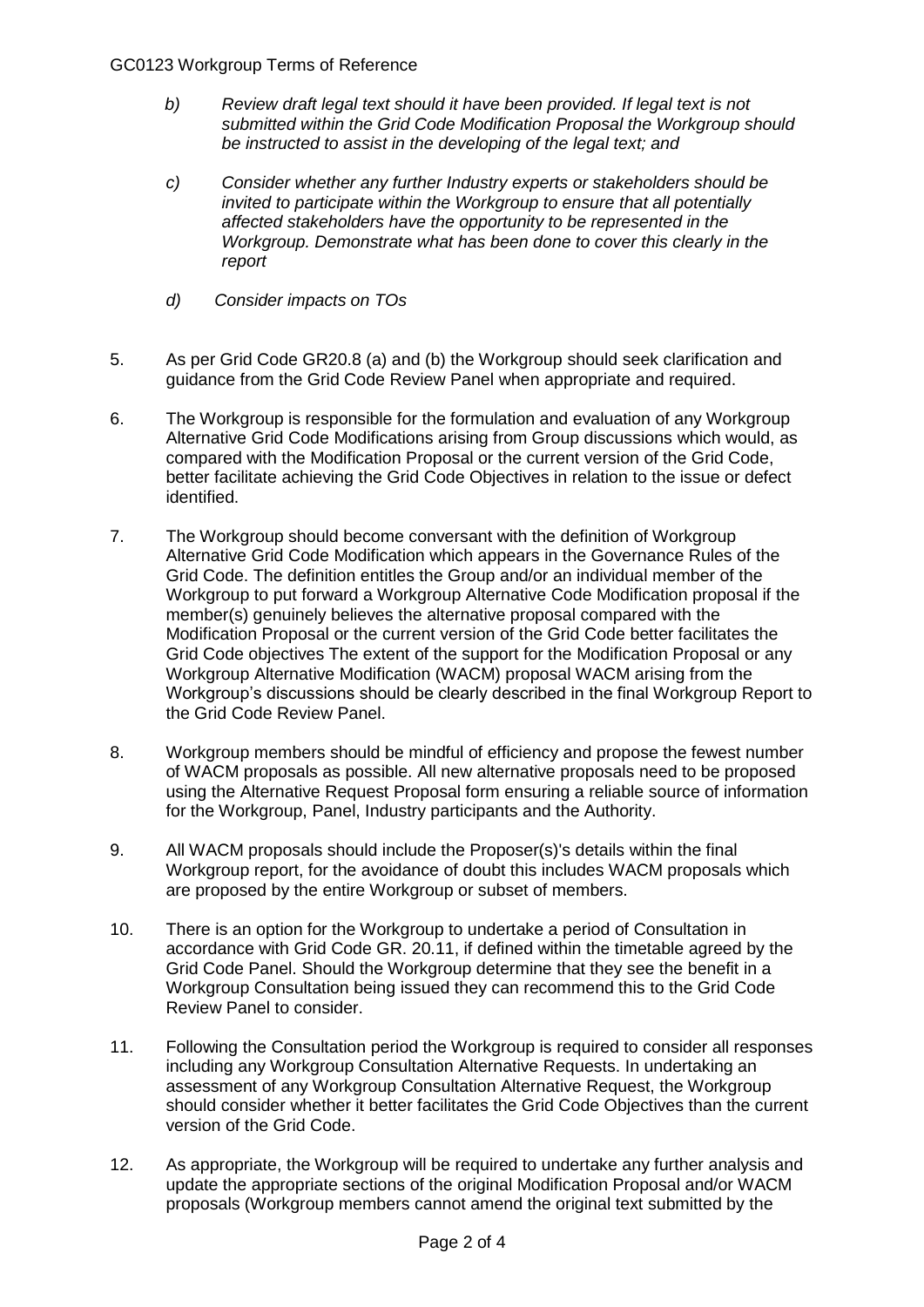*b) Review draft legal text should it have been provided. If legal text is not submitted within the Grid Code Modification Proposal the Workgroup should be instructed to assist in the developing of the legal text; and*

*c) Consider whether any further Industry experts or stakeholders should be invited to participate within the Workgroup to ensure that all potentially affected stakeholders have the opportunity to be represented in the Workgroup. Demonstrate what has been done to cover this clearly in the report*

*d) Consider impacts on TOs*

5. As per Grid Code GR20.8 (a) and (b) the Workgroup should seek clarification and guidance from the Grid Code Review Panel when appropriate and required.

6. The Workgroup is responsible for the formulation and evaluation of any Workgroup Alternative Grid Code Modifications arising from Group discussions which would, as compared with the Modification Proposal or the current version of the Grid Code, better facilitate achieving the Grid Code Objectives in relation to the issue or defect identified.

7. The Workgroup should become conversant with the definition of Workgroup Alternative Grid Code Modification which appears in the Governance Rules of the Grid Code. The definition entitles the Group and/or an individual member of the Workgroup to put forward a Workgroup Alternative Code Modification proposal if the member(s) genuinely believes the alternative proposal compared with the Modification Proposal or the current version of the Grid Code better facilitates the Grid Code objectives The extent of the support for the Modification Proposal or any Workgroup Alternative Modification (WACM) proposal WACM arising from the Workgroup's discussions should be clearly described in the final Workgroup Report to the Grid Code Review Panel.

8. Workgroup members should be mindful of efficiency and propose the fewest number of WACM proposals as possible. All new alternative proposals need to be proposed using the Alternative Request Proposal form ensuring a reliable source of information for the Workgroup, Panel, Industry participants and the Authority.

9. All WACM proposals should include the Proposer(s)'s details within the final Workgroup report, for the avoidance of doubt this includes WACM proposals which are proposed by the entire Workgroup or subset of members.

10. There is an option for the Workgroup to undertake a period of Consultation in accordance with Grid Code GR. 20.11, if defined within the timetable agreed by the Grid Code Panel. Should the Workgroup determine that they see the benefit in a Workgroup Consultation being issued they can recommend this to the Grid Code Review Panel to consider.

11. Following the Consultation period the Workgroup is required to consider all responses including any Workgroup Consultation Alternative Requests. In undertaking an assessment of any Workgroup Consultation Alternative Request, the Workgroup should consider whether it better facilitates the Grid Code Objectives than the current version of the Grid Code.

12. As appropriate, the Workgroup will be required to undertake any further analysis and update the appropriate sections of the original Modification Proposal and/or WACM proposals (Workgroup members cannot amend the original text submitted by the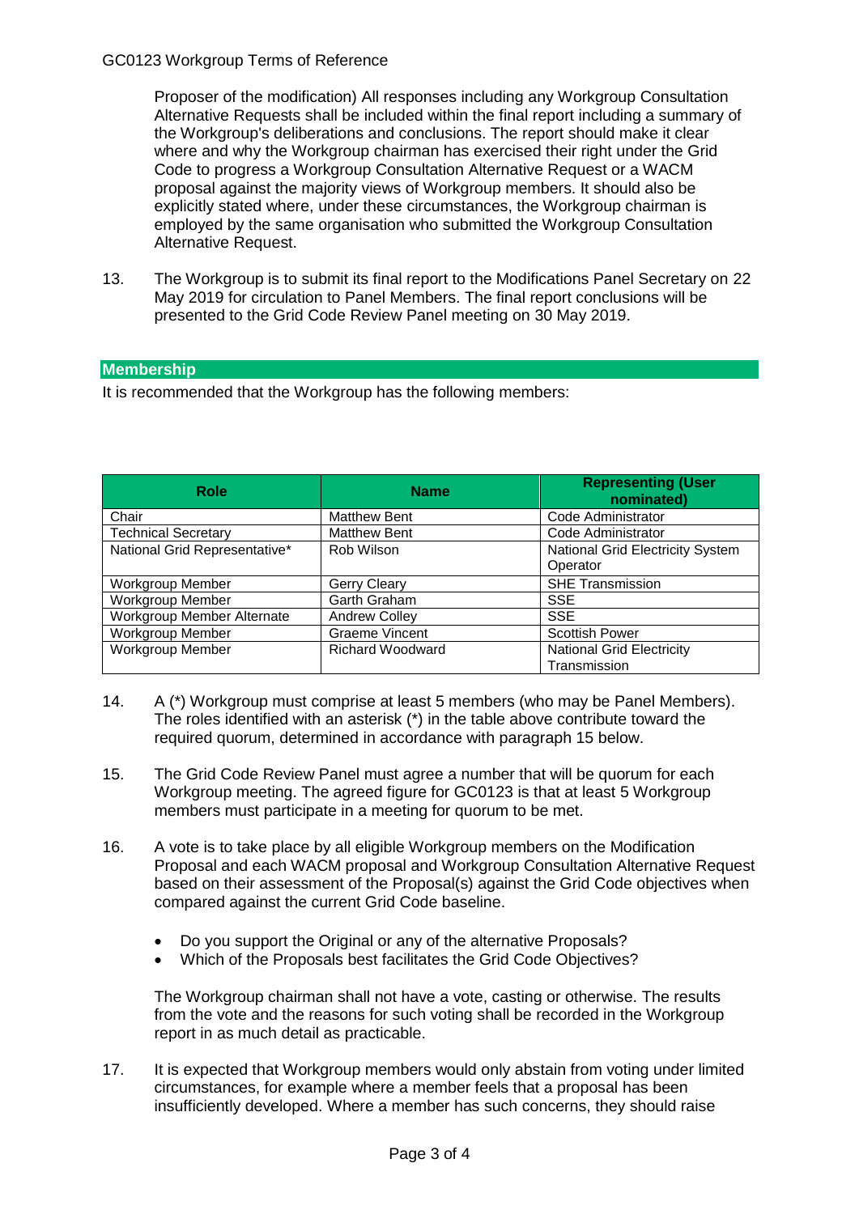Proposer of the modification) All responses including any Workgroup Consultation Alternative Requests shall be included within the final report including a summary of the Workgroup's deliberations and conclusions. The report should make it clear where and why the Workgroup chairman has exercised their right under the Grid Code to progress a Workgroup Consultation Alternative Request or a WACM proposal against the majority views of Workgroup members. It should also be explicitly stated where, under these circumstances, the Workgroup chairman is employed by the same organisation who submitted the Workgroup Consultation Alternative Request.

13. The Workgroup is to submit its final report to the Modifications Panel Secretary on 22 May 2019 for circulation to Panel Members. The final report conclusions will be presented to the Grid Code Review Panel meeting on 30 May 2019.

## Membership

It is recommended that the Workgroup has the following members:

| Role | Name | Representing (User nominated) |
|---|---|---|
| Chair | Matthew Bent | Code Administrator |
| Technical Secretary | Matthew Bent | Code Administrator |
| National Grid Representative* | Rob Wilson | National Grid Electricity System Operator |
| Workgroup Member | Gerry Cleary | SHE Transmission |
| Workgroup Member | Garth Graham | SSE |
| Workgroup Member Alternate | Andrew Colley | SSE |
| Workgroup Member | Graeme Vincent | Scottish Power |
| Workgroup Member | Richard Woodward | National Grid Electricity Transmission |

14. A (*) Workgroup must comprise at least 5 members (who may be Panel Members). The roles identified with an asterisk (*) in the table above contribute toward the required quorum, determined in accordance with paragraph 15 below.

15. The Grid Code Review Panel must agree a number that will be quorum for each Workgroup meeting. The agreed figure for GC0123 is that at least 5 Workgroup members must participate in a meeting for quorum to be met.

16. A vote is to take place by all eligible Workgroup members on the Modification Proposal and each WACM proposal and Workgroup Consultation Alternative Request based on their assessment of the Proposal(s) against the Grid Code objectives when compared against the current Grid Code baseline.

    - Do you support the Original or any of the alternative Proposals?
    - Which of the Proposals best facilitates the Grid Code Objectives?

    The Workgroup chairman shall not have a vote, casting or otherwise. The results from the vote and the reasons for such voting shall be recorded in the Workgroup report in as much detail as practicable.

17. It is expected that Workgroup members would only abstain from voting under limited circumstances, for example where a member feels that a proposal has been insufficiently developed. Where a member has such concerns, they should raise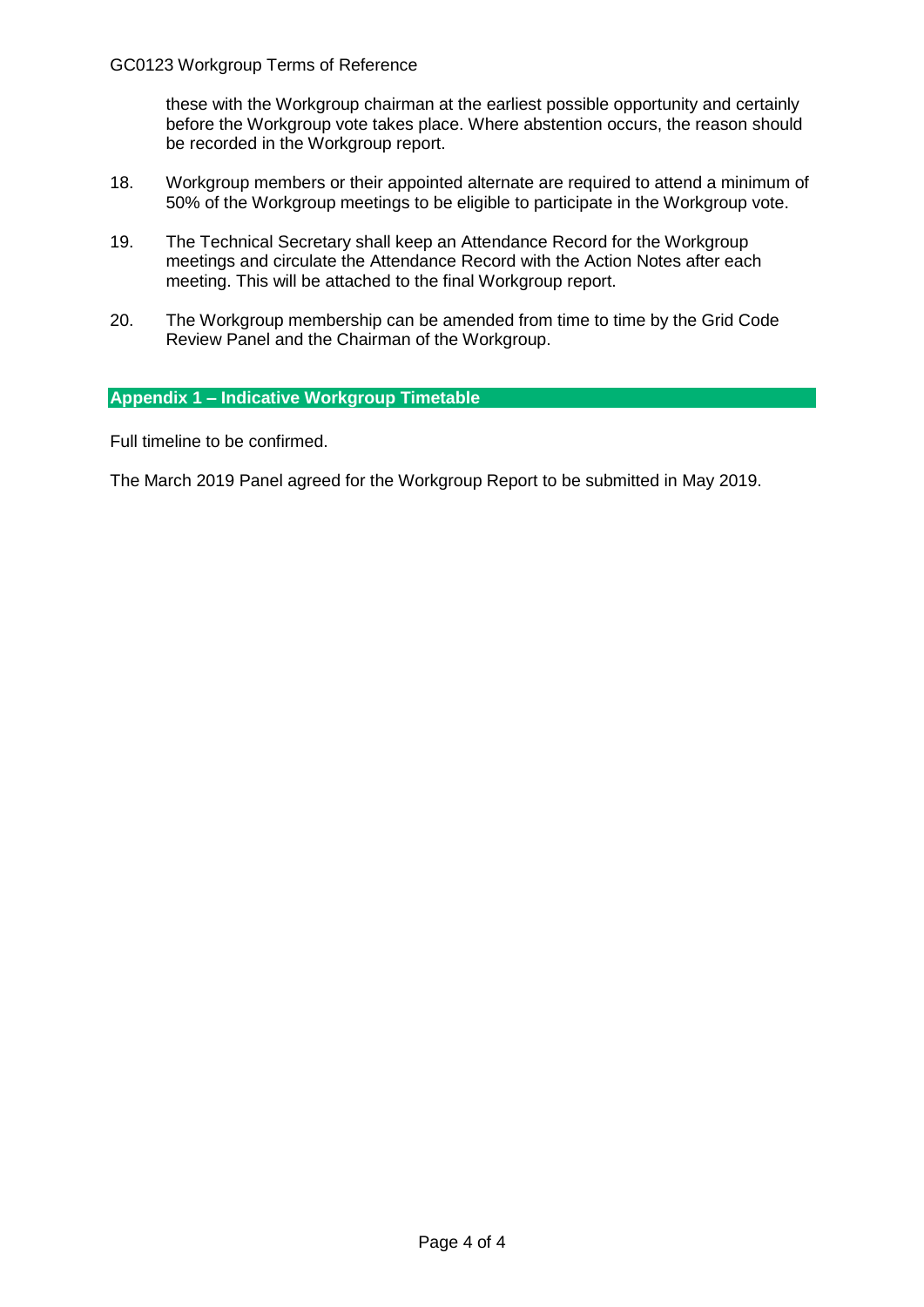these with the Workgroup chairman at the earliest possible opportunity and certainly before the Workgroup vote takes place. Where abstention occurs, the reason should be recorded in the Workgroup report.

18. Workgroup members or their appointed alternate are required to attend a minimum of 50% of the Workgroup meetings to be eligible to participate in the Workgroup vote.

19. The Technical Secretary shall keep an Attendance Record for the Workgroup meetings and circulate the Attendance Record with the Action Notes after each meeting. This will be attached to the final Workgroup report.

20. The Workgroup membership can be amended from time to time by the Grid Code Review Panel and the Chairman of the Workgroup.

## Appendix 1 – Indicative Workgroup Timetable

Full timeline to be confirmed.

The March 2019 Panel agreed for the Workgroup Report to be submitted in May 2019.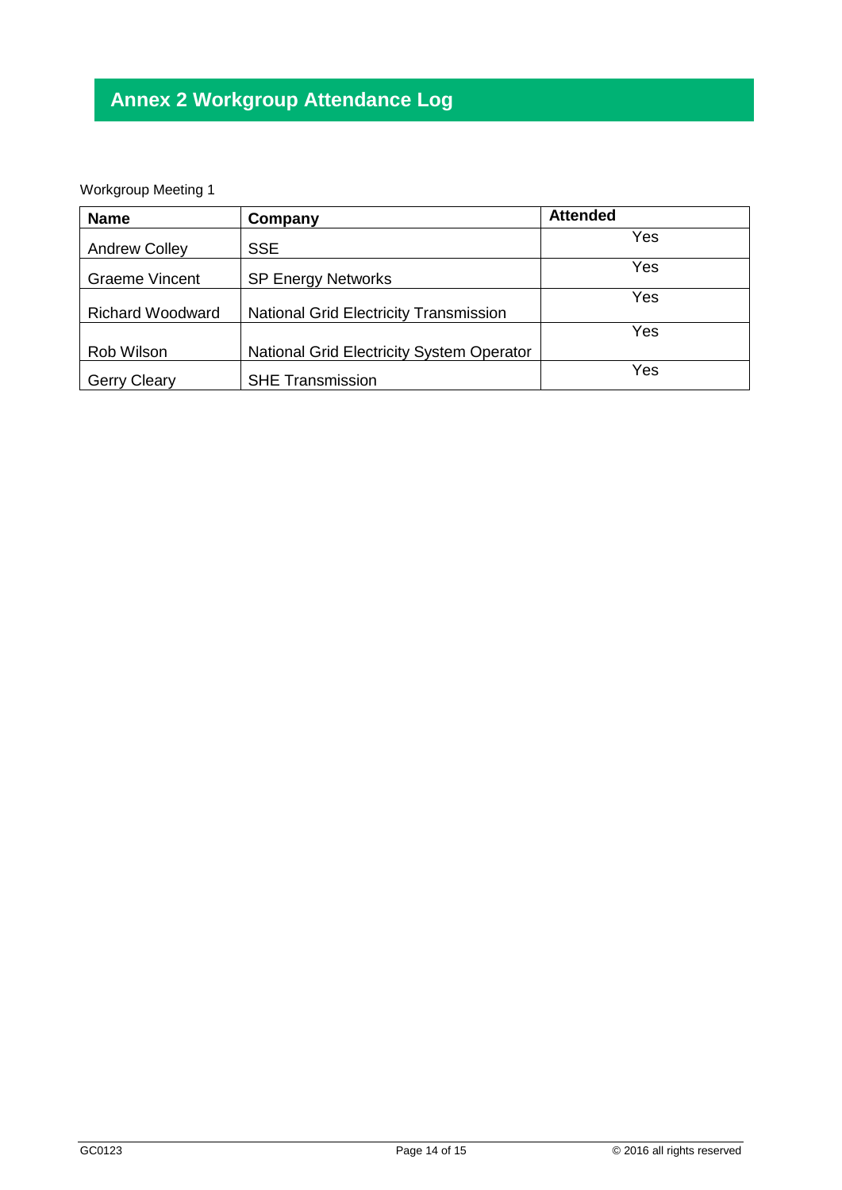# Annex 2 Workgroup Attendance Log

Workgroup Meeting 1

| Name | Company | Attended |
|---|---|---|
| Andrew Colley | SSE | Yes |
| Graeme Vincent | SP Energy Networks | Yes |
| Richard Woodward | National Grid Electricity Transmission | Yes |
| Rob Wilson | National Grid Electricity System Operator | Yes |
| Gerry Cleary | SHE Transmission | Yes |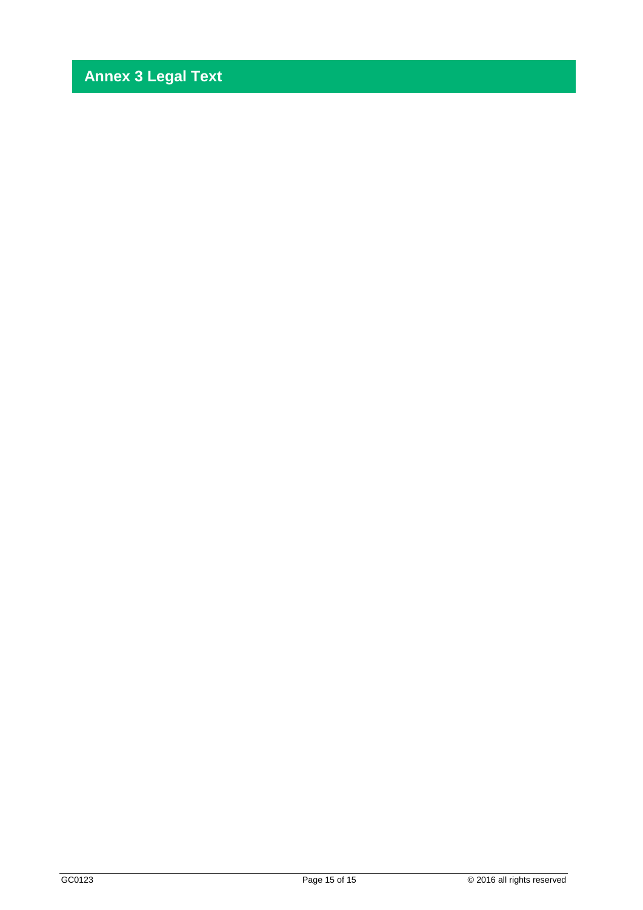# Annex 3 Legal Text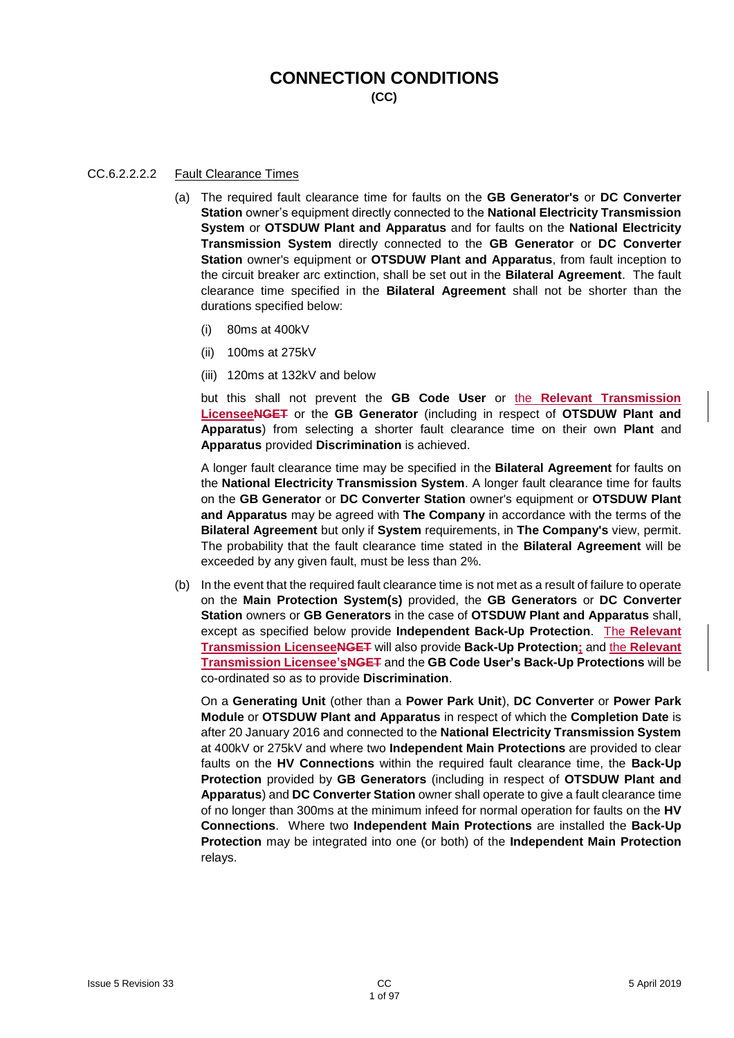# CONNECTION CONDITIONS
**(CC)**

CC.6.2.2.2.2 Fault Clearance Times

(a) The required fault clearance time for faults on the **GB Generator's** or **DC Converter Station** owner's equipment directly connected to the **National Electricity Transmission System** or **OTSDUW Plant and Apparatus** and for faults on the **National Electricity Transmission System** directly connected to the **GB Generator** or **DC Converter Station** owner's equipment or **OTSDUW Plant and Apparatus**, from fault inception to the circuit breaker arc extinction, shall be set out in the **Bilateral Agreement**. The fault clearance time specified in the **Bilateral Agreement** shall not be shorter than the durations specified below:

(i) 80ms at 400kV

(ii) 100ms at 275kV

(iii) 120ms at 132kV and below

but this shall not prevent the **GB Code User** or the **Relevant Transmission Licensee**~~NGET~~ or the **GB Generator** (including in respect of **OTSDUW Plant and Apparatus**) from selecting a shorter fault clearance time on their own **Plant** and **Apparatus** provided **Discrimination** is achieved.

A longer fault clearance time may be specified in the **Bilateral Agreement** for faults on the **National Electricity Transmission System**. A longer fault clearance time for faults on the **GB Generator** or **DC Converter Station** owner's equipment or **OTSDUW Plant and Apparatus** may be agreed with **The Company** in accordance with the terms of the **Bilateral Agreement** but only if **System** requirements, in **The Company's** view, permit. The probability that the fault clearance time stated in the **Bilateral Agreement** will be exceeded by any given fault, must be less than 2%.

(b) In the event that the required fault clearance time is not met as a result of failure to operate on the **Main Protection System(s)** provided, the **GB Generators** or **DC Converter Station** owners or **GB Generators** in the case of **OTSDUW Plant and Apparatus** shall, except as specified below provide **Independent Back-Up Protection**. The **Relevant Transmission Licensee**~~NGET~~ will also provide **Back-Up Protection**; and the **Relevant Transmission Licensee's**~~NGET~~ and the **GB Code User's Back-Up Protections** will be co-ordinated so as to provide **Discrimination**.

On a **Generating Unit** (other than a **Power Park Unit**), **DC Converter** or **Power Park Module** or **OTSDUW Plant and Apparatus** in respect of which the **Completion Date** is after 20 January 2016 and connected to the **National Electricity Transmission System** at 400kV or 275kV and where two **Independent Main Protections** are provided to clear faults on the **HV Connections** within the required fault clearance time, the **Back-Up Protection** provided by **GB Generators** (including in respect of **OTSDUW Plant and Apparatus**) and **DC Converter Station** owner shall operate to give a fault clearance time of no longer than 300ms at the minimum infeed for normal operation for faults on the **HV Connections**. Where two **Independent Main Protections** are installed the **Back-Up Protection** may be integrated into one (or both) of the **Independent Main Protection** relays.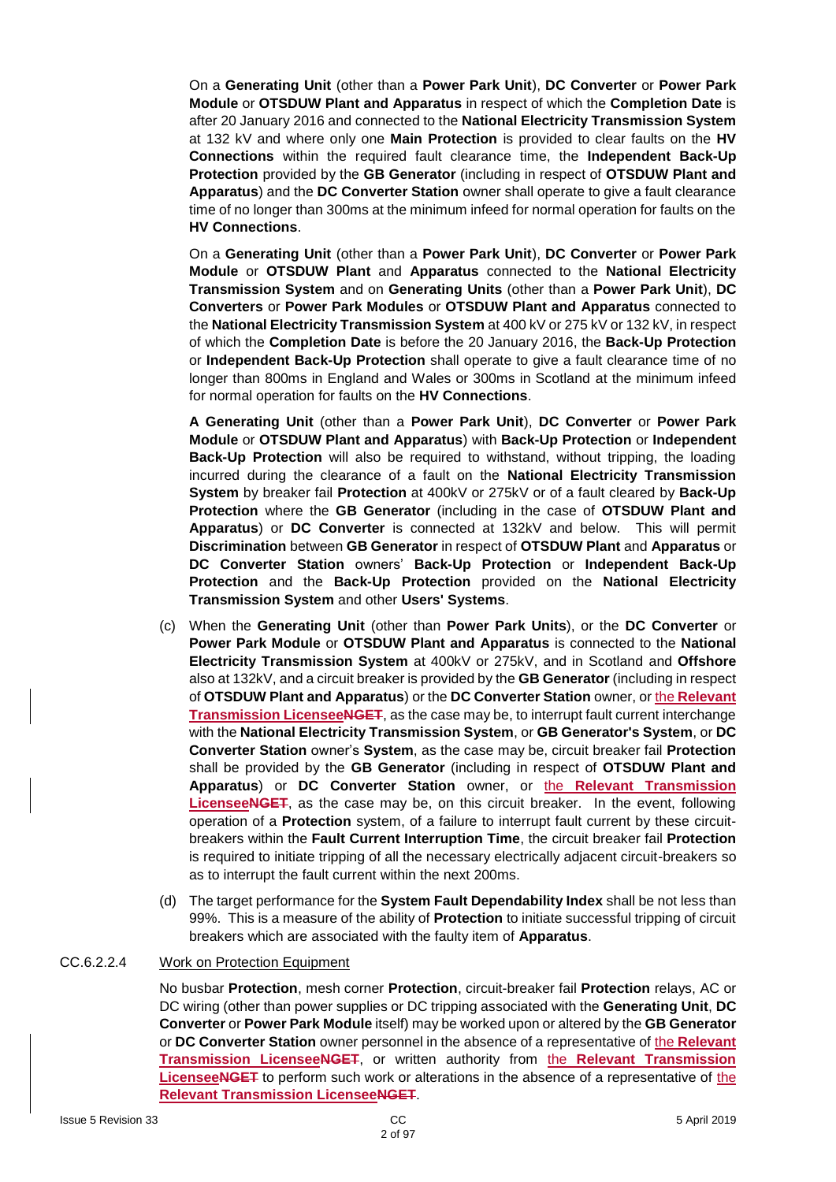On a **Generating Unit** (other than a **Power Park Unit**), **DC Converter** or **Power Park Module** or **OTSDUW Plant and Apparatus** in respect of which the **Completion Date** is after 20 January 2016 and connected to the **National Electricity Transmission System** at 132 kV and where only one **Main Protection** is provided to clear faults on the **HV Connections** within the required fault clearance time, the **Independent Back-Up Protection** provided by the **GB Generator** (including in respect of **OTSDUW Plant and Apparatus**) and the **DC Converter Station** owner shall operate to give a fault clearance time of no longer than 300ms at the minimum infeed for normal operation for faults on the **HV Connections**.

On a **Generating Unit** (other than a **Power Park Unit**), **DC Converter** or **Power Park Module** or **OTSDUW Plant** and **Apparatus** connected to the **National Electricity Transmission System** and on **Generating Units** (other than a **Power Park Unit**), **DC Converters** or **Power Park Modules** or **OTSDUW Plant and Apparatus** connected to the **National Electricity Transmission System** at 400 kV or 275 kV or 132 kV, in respect of which the **Completion Date** is before the 20 January 2016, the **Back-Up Protection** or **Independent Back-Up Protection** shall operate to give a fault clearance time of no longer than 800ms in England and Wales or 300ms in Scotland at the minimum infeed for normal operation for faults on the **HV Connections**.

**A Generating Unit** (other than a **Power Park Unit**), **DC Converter** or **Power Park Module** or **OTSDUW Plant and Apparatus**) with **Back-Up Protection** or **Independent Back-Up Protection** will also be required to withstand, without tripping, the loading incurred during the clearance of a fault on the **National Electricity Transmission System** by breaker fail **Protection** at 400kV or 275kV or of a fault cleared by **Back-Up Protection** where the **GB Generator** (including in the case of **OTSDUW Plant and Apparatus**) or **DC Converter** is connected at 132kV and below. This will permit **Discrimination** between **GB Generator** in respect of **OTSDUW Plant** and **Apparatus** or **DC Converter Station** owners' **Back-Up Protection** or **Independent Back-Up Protection** and the **Back-Up Protection** provided on the **National Electricity Transmission System** and other **Users' Systems**.

(c) When the **Generating Unit** (other than **Power Park Units**), or the **DC Converter** or **Power Park Module** or **OTSDUW Plant and Apparatus** is connected to the **National Electricity Transmission System** at 400kV or 275kV, and in Scotland and **Offshore** also at 132kV, and a circuit breaker is provided by the **GB Generator** (including in respect of **OTSDUW Plant and Apparatus**) or the **DC Converter Station** owner, or the **Relevant Transmission Licensee**~~**NGET**~~, as the case may be, to interrupt fault current interchange with the **National Electricity Transmission System**, or **GB Generator's System**, or **DC Converter Station** owner's **System**, as the case may be, circuit breaker fail **Protection** shall be provided by the **GB Generator** (including in respect of **OTSDUW Plant and Apparatus**) or **DC Converter Station** owner, or the **Relevant Transmission Licensee**~~**NGET**~~, as the case may be, on this circuit breaker. In the event, following operation of a **Protection** system, of a failure to interrupt fault current by these circuit-breakers within the **Fault Current Interruption Time**, the circuit breaker fail **Protection** is required to initiate tripping of all the necessary electrically adjacent circuit-breakers so as to interrupt the fault current within the next 200ms.

(d) The target performance for the **System Fault Dependability Index** shall be not less than 99%. This is a measure of the ability of **Protection** to initiate successful tripping of circuit breakers which are associated with the faulty item of **Apparatus**.

CC.6.2.2.4 Work on Protection Equipment

No busbar **Protection**, mesh corner **Protection**, circuit-breaker fail **Protection** relays, AC or DC wiring (other than power supplies or DC tripping associated with the **Generating Unit**, **DC Converter** or **Power Park Module** itself) may be worked upon or altered by the **GB Generator** or **DC Converter Station** owner personnel in the absence of a representative of the **Relevant Transmission Licensee**~~**NGET**~~, or written authority from the **Relevant Transmission Licensee**~~**NGET**~~ to perform such work or alterations in the absence of a representative of the **Relevant Transmission Licensee**~~**NGET**~~.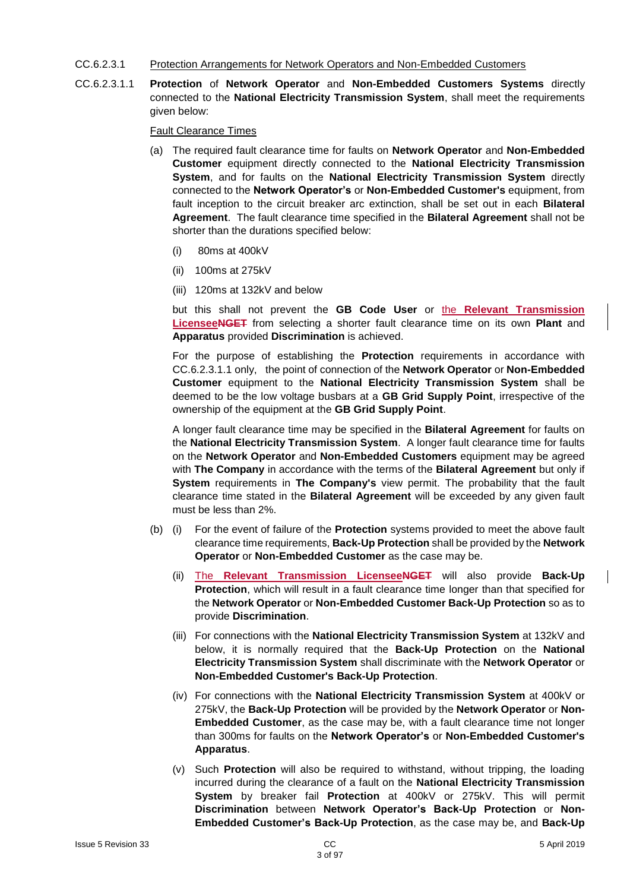CC.6.2.3.1 Protection Arrangements for Network Operators and Non-Embedded Customers

CC.6.2.3.1.1 **Protection** of **Network Operator** and **Non-Embedded Customers Systems** directly connected to the **National Electricity Transmission System**, shall meet the requirements given below:

Fault Clearance Times

(a) The required fault clearance time for faults on **Network Operator** and **Non-Embedded Customer** equipment directly connected to the **National Electricity Transmission System**, and for faults on the **National Electricity Transmission System** directly connected to the **Network Operator's** or **Non-Embedded Customer's** equipment, from fault inception to the circuit breaker arc extinction, shall be set out in each **Bilateral Agreement**. The fault clearance time specified in the **Bilateral Agreement** shall not be shorter than the durations specified below:

(i) 80ms at 400kV

(ii) 100ms at 275kV

(iii) 120ms at 132kV and below

but this shall not prevent the **GB Code User** or the **Relevant Transmission Licensee**~~NGET~~ from selecting a shorter fault clearance time on its own **Plant** and **Apparatus** provided **Discrimination** is achieved.

For the purpose of establishing the **Protection** requirements in accordance with CC.6.2.3.1.1 only, the point of connection of the **Network Operator** or **Non-Embedded Customer** equipment to the **National Electricity Transmission System** shall be deemed to be the low voltage busbars at a **GB Grid Supply Point**, irrespective of the ownership of the equipment at the **GB Grid Supply Point**.

A longer fault clearance time may be specified in the **Bilateral Agreement** for faults on the **National Electricity Transmission System**. A longer fault clearance time for faults on the **Network Operator** and **Non-Embedded Customers** equipment may be agreed with **The Company** in accordance with the terms of the **Bilateral Agreement** but only if **System** requirements in **The Company's** view permit. The probability that the fault clearance time stated in the **Bilateral Agreement** will be exceeded by any given fault must be less than 2%.

(b) (i) For the event of failure of the **Protection** systems provided to meet the above fault clearance time requirements, **Back-Up Protection** shall be provided by the **Network Operator** or **Non-Embedded Customer** as the case may be.

(ii) The **Relevant Transmission Licensee**~~NGET~~ will also provide **Back-Up Protection**, which will result in a fault clearance time longer than that specified for the **Network Operator** or **Non-Embedded Customer Back-Up Protection** so as to provide **Discrimination**.

(iii) For connections with the **National Electricity Transmission System** at 132kV and below, it is normally required that the **Back-Up Protection** on the **National Electricity Transmission System** shall discriminate with the **Network Operator** or **Non-Embedded Customer's Back-Up Protection**.

(iv) For connections with the **National Electricity Transmission System** at 400kV or 275kV, the **Back-Up Protection** will be provided by the **Network Operator** or **Non-Embedded Customer**, as the case may be, with a fault clearance time not longer than 300ms for faults on the **Network Operator's** or **Non-Embedded Customer's Apparatus**.

(v) Such **Protection** will also be required to withstand, without tripping, the loading incurred during the clearance of a fault on the **National Electricity Transmission System** by breaker fail **Protection** at 400kV or 275kV. This will permit **Discrimination** between **Network Operator's Back-Up Protection** or **Non-Embedded Customer's Back-Up Protection**, as the case may be, and **Back-Up**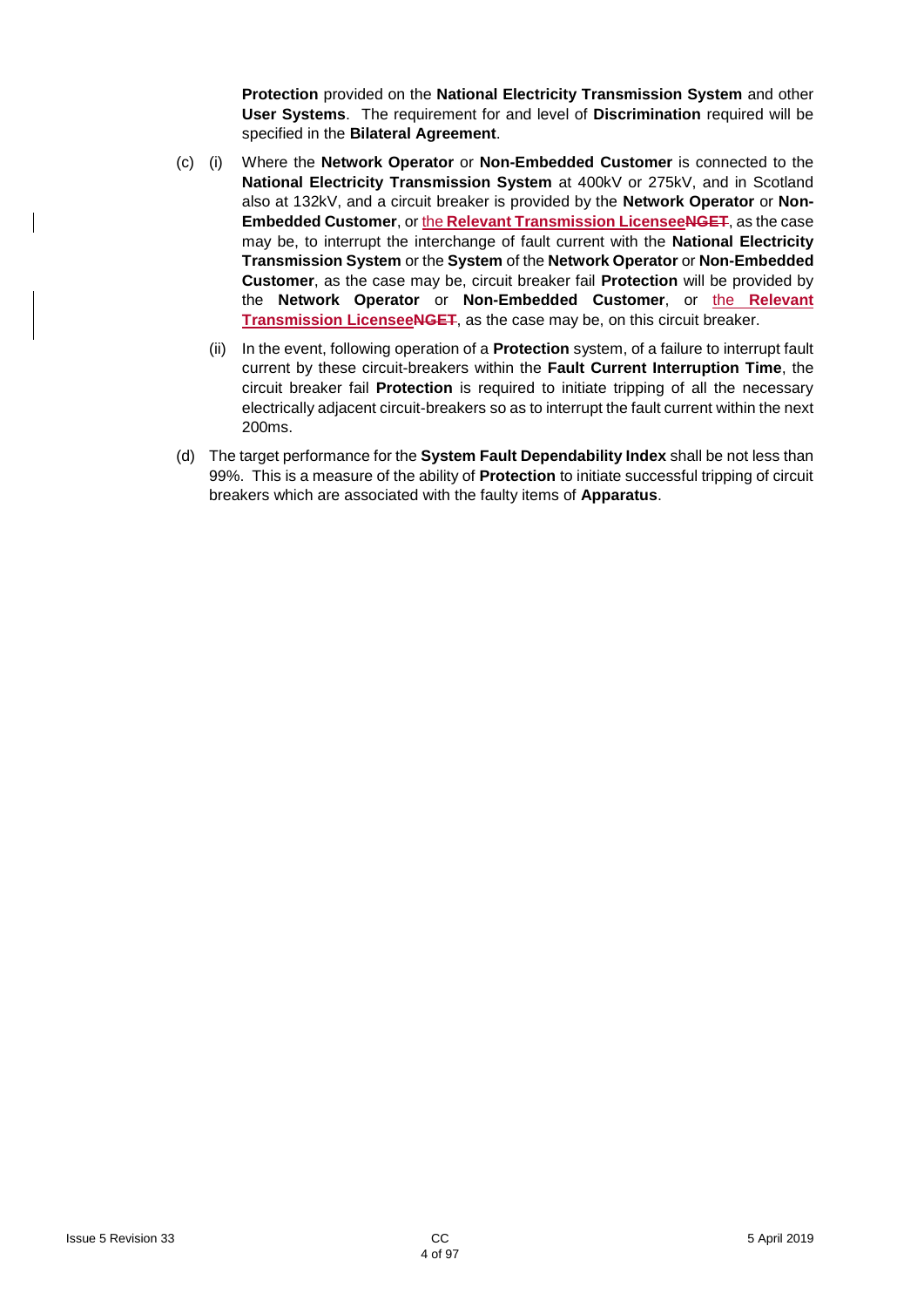**Protection** provided on the **National Electricity Transmission System** and other **User Systems**. The requirement for and level of **Discrimination** required will be specified in the **Bilateral Agreement**.

(c) (i) Where the **Network Operator** or **Non-Embedded Customer** is connected to the **National Electricity Transmission System** at 400kV or 275kV, and in Scotland also at 132kV, and a circuit breaker is provided by the **Network Operator** or **Non-Embedded Customer**, or the **Relevant Transmission Licensee**~~NGET~~, as the case may be, to interrupt the interchange of fault current with the **National Electricity Transmission System** or the **System** of the **Network Operator** or **Non-Embedded Customer**, as the case may be, circuit breaker fail **Protection** will be provided by the **Network Operator** or **Non-Embedded Customer**, or the **Relevant Transmission Licensee**~~NGET~~, as the case may be, on this circuit breaker.

(ii) In the event, following operation of a **Protection** system, of a failure to interrupt fault current by these circuit-breakers within the **Fault Current Interruption Time**, the circuit breaker fail **Protection** is required to initiate tripping of all the necessary electrically adjacent circuit-breakers so as to interrupt the fault current within the next 200ms.

(d) The target performance for the **System Fault Dependability Index** shall be not less than 99%. This is a measure of the ability of **Protection** to initiate successful tripping of circuit breakers which are associated with the faulty items of **Apparatus**.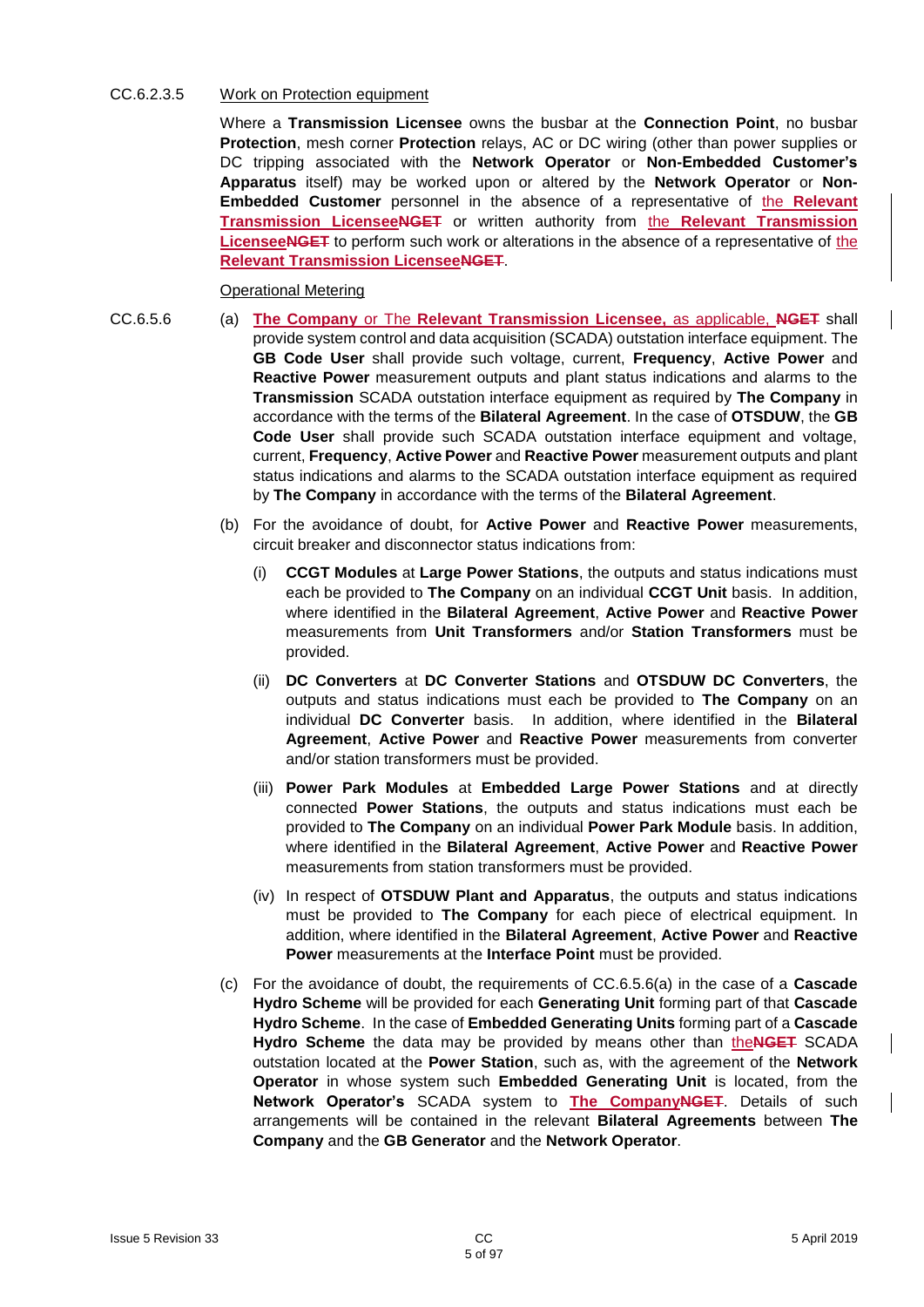CC.6.2.3.5 Work on Protection equipment

Where a **Transmission Licensee** owns the busbar at the **Connection Point**, no busbar **Protection**, mesh corner **Protection** relays, AC or DC wiring (other than power supplies or DC tripping associated with the **Network Operator** or **Non-Embedded Customer's Apparatus** itself) may be worked upon or altered by the **Network Operator** or **Non-Embedded Customer** personnel in the absence of a representative of the **Relevant Transmission Licensee~~NGET~~** or written authority from the **Relevant Transmission Licensee~~NGET~~** to perform such work or alterations in the absence of a representative of the **Relevant Transmission Licensee~~NGET~~**.

Operational Metering

CC.6.5.6 (a) **The Company** or The **Relevant Transmission Licensee,** as applicable, ~~**NGET**~~ shall provide system control and data acquisition (SCADA) outstation interface equipment. The **GB Code User** shall provide such voltage, current, **Frequency**, **Active Power** and **Reactive Power** measurement outputs and plant status indications and alarms to the **Transmission** SCADA outstation interface equipment as required by **The Company** in accordance with the terms of the **Bilateral Agreement**. In the case of **OTSDUW**, the **GB Code User** shall provide such SCADA outstation interface equipment and voltage, current, **Frequency**, **Active Power** and **Reactive Power** measurement outputs and plant status indications and alarms to the SCADA outstation interface equipment as required by **The Company** in accordance with the terms of the **Bilateral Agreement**.

(b) For the avoidance of doubt, for **Active Power** and **Reactive Power** measurements, circuit breaker and disconnector status indications from:

(i) **CCGT Modules** at **Large Power Stations**, the outputs and status indications must each be provided to **The Company** on an individual **CCGT Unit** basis. In addition, where identified in the **Bilateral Agreement**, **Active Power** and **Reactive Power** measurements from **Unit Transformers** and/or **Station Transformers** must be provided.

(ii) **DC Converters** at **DC Converter Stations** and **OTSDUW DC Converters**, the outputs and status indications must each be provided to **The Company** on an individual **DC Converter** basis. In addition, where identified in the **Bilateral Agreement**, **Active Power** and **Reactive Power** measurements from converter and/or station transformers must be provided.

(iii) **Power Park Modules** at **Embedded Large Power Stations** and at directly connected **Power Stations**, the outputs and status indications must each be provided to **The Company** on an individual **Power Park Module** basis. In addition, where identified in the **Bilateral Agreement**, **Active Power** and **Reactive Power** measurements from station transformers must be provided.

(iv) In respect of **OTSDUW Plant and Apparatus**, the outputs and status indications must be provided to **The Company** for each piece of electrical equipment. In addition, where identified in the **Bilateral Agreement**, **Active Power** and **Reactive Power** measurements at the **Interface Point** must be provided.

(c) For the avoidance of doubt, the requirements of CC.6.5.6(a) in the case of a **Cascade Hydro Scheme** will be provided for each **Generating Unit** forming part of that **Cascade Hydro Scheme**. In the case of **Embedded Generating Units** forming part of a **Cascade Hydro Scheme** the data may be provided by means other than the~~**NGET**~~ SCADA outstation located at the **Power Station**, such as, with the agreement of the **Network Operator** in whose system such **Embedded Generating Unit** is located, from the **Network Operator's** SCADA system to **The Company**~~**NGET**~~. Details of such arrangements will be contained in the relevant **Bilateral Agreements** between **The Company** and the **GB Generator** and the **Network Operator**.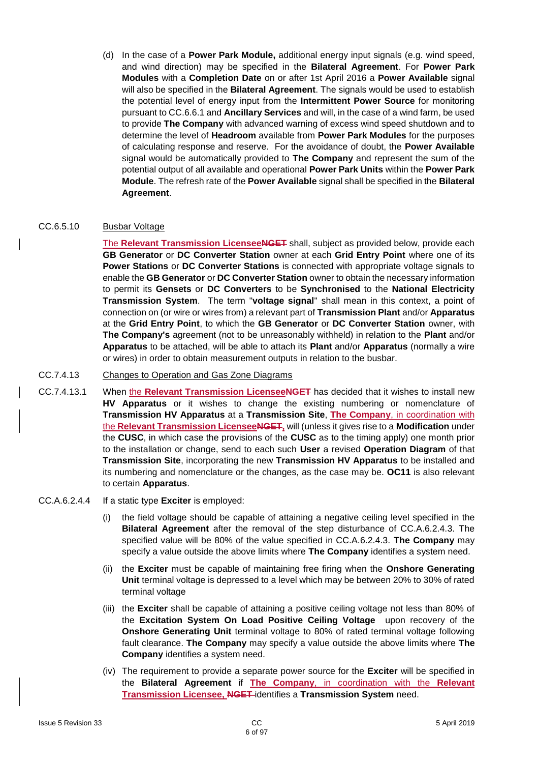(d) In the case of a **Power Park Module,** additional energy input signals (e.g. wind speed, and wind direction) may be specified in the **Bilateral Agreement**. For **Power Park Modules** with a **Completion Date** on or after 1st April 2016 a **Power Available** signal will also be specified in the **Bilateral Agreement**. The signals would be used to establish the potential level of energy input from the **Intermittent Power Source** for monitoring pursuant to CC.6.6.1 and **Ancillary Services** and will, in the case of a wind farm, be used to provide **The Company** with advanced warning of excess wind speed shutdown and to determine the level of **Headroom** available from **Power Park Modules** for the purposes of calculating response and reserve. For the avoidance of doubt, the **Power Available** signal would be automatically provided to **The Company** and represent the sum of the potential output of all available and operational **Power Park Units** within the **Power Park Module**. The refresh rate of the **Power Available** signal shall be specified in the **Bilateral Agreement**.

CC.6.5.10 Busbar Voltage

The **Relevant Transmission Licensee**~~NGET~~ shall, subject as provided below, provide each **GB Generator** or **DC Converter Station** owner at each **Grid Entry Point** where one of its **Power Stations** or **DC Converter Stations** is connected with appropriate voltage signals to enable the **GB Generator** or **DC Converter Station** owner to obtain the necessary information to permit its **Gensets** or **DC Converters** to be **Synchronised** to the **National Electricity Transmission System**. The term "**voltage signal**" shall mean in this context, a point of connection on (or wire or wires from) a relevant part of **Transmission Plant** and/or **Apparatus** at the **Grid Entry Point**, to which the **GB Generator** or **DC Converter Station** owner, with **The Company's** agreement (not to be unreasonably withheld) in relation to the **Plant** and/or **Apparatus** to be attached, will be able to attach its **Plant** and/or **Apparatus** (normally a wire or wires) in order to obtain measurement outputs in relation to the busbar.

CC.7.4.13 Changes to Operation and Gas Zone Diagrams

CC.7.4.13.1 When the **Relevant Transmission Licensee**~~NGET~~ has decided that it wishes to install new **HV Apparatus** or it wishes to change the existing numbering or nomenclature of **Transmission HV Apparatus** at a **Transmission Site**, **The Company**, in coordination with the **Relevant Transmission Licensee**~~NGET~~, will (unless it gives rise to a **Modification** under the **CUSC**, in which case the provisions of the **CUSC** as to the timing apply) one month prior to the installation or change, send to each such **User** a revised **Operation Diagram** of that **Transmission Site**, incorporating the new **Transmission HV Apparatus** to be installed and its numbering and nomenclature or the changes, as the case may be. **OC11** is also relevant to certain **Apparatus**.

CC.A.6.2.4.4 If a static type **Exciter** is employed:

(i) the field voltage should be capable of attaining a negative ceiling level specified in the **Bilateral Agreement** after the removal of the step disturbance of CC.A.6.2.4.3. The specified value will be 80% of the value specified in CC.A.6.2.4.3. **The Company** may specify a value outside the above limits where **The Company** identifies a system need.

(ii) the **Exciter** must be capable of maintaining free firing when the **Onshore Generating Unit** terminal voltage is depressed to a level which may be between 20% to 30% of rated terminal voltage

(iii) the **Exciter** shall be capable of attaining a positive ceiling voltage not less than 80% of the **Excitation System On Load Positive Ceiling Voltage** upon recovery of the **Onshore Generating Unit** terminal voltage to 80% of rated terminal voltage following fault clearance. **The Company** may specify a value outside the above limits where **The Company** identifies a system need.

(iv) The requirement to provide a separate power source for the **Exciter** will be specified in the **Bilateral Agreement** if **The Company**, in coordination with the **Relevant Transmission Licensee,** ~~NGET~~ identifies a **Transmission System** need.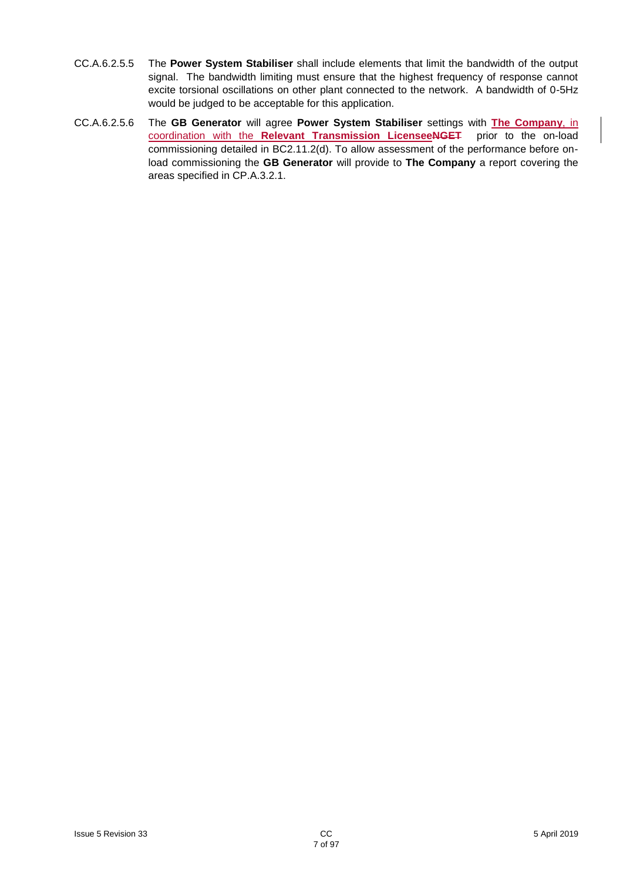CC.A.6.2.5.5 The **Power System Stabiliser** shall include elements that limit the bandwidth of the output signal. The bandwidth limiting must ensure that the highest frequency of response cannot excite torsional oscillations on other plant connected to the network. A bandwidth of 0-5Hz would be judged to be acceptable for this application.

CC.A.6.2.5.6 The **GB Generator** will agree **Power System Stabiliser** settings with **The Company**, in coordination with the **Relevant Transmission Licensee**~~**NGET**~~ prior to the on-load commissioning detailed in BC2.11.2(d). To allow assessment of the performance before on-load commissioning the **GB Generator** will provide to **The Company** a report covering the areas specified in CP.A.3.2.1.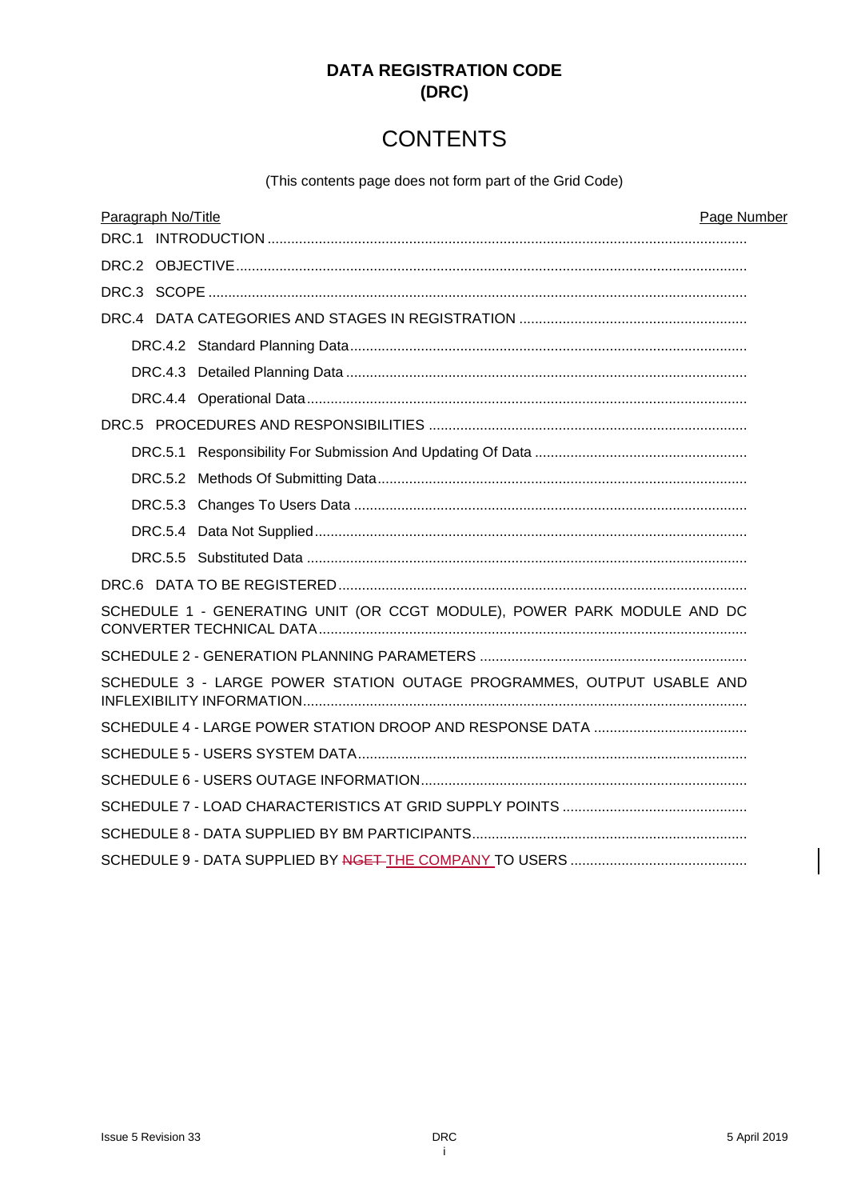# DATA REGISTRATION CODE
# (DRC)

## CONTENTS

(This contents page does not form part of the Grid Code)

| Paragraph No/Title | Page Number |
|---|---|
| DRC.1 INTRODUCTION | |
| DRC.2 OBJECTIVE | |
| DRC.3 SCOPE | |
| DRC.4 DATA CATEGORIES AND STAGES IN REGISTRATION | |
| DRC.4.2 Standard Planning Data | |
| DRC.4.3 Detailed Planning Data | |
| DRC.4.4 Operational Data | |
| DRC.5 PROCEDURES AND RESPONSIBILITIES | |
| DRC.5.1 Responsibility For Submission And Updating Of Data | |
| DRC.5.2 Methods Of Submitting Data | |
| DRC.5.3 Changes To Users Data | |
| DRC.5.4 Data Not Supplied | |
| DRC.5.5 Substituted Data | |
| DRC.6 DATA TO BE REGISTERED | |
| SCHEDULE 1 - GENERATING UNIT (OR CCGT MODULE), POWER PARK MODULE AND DC CONVERTER TECHNICAL DATA | |
| SCHEDULE 2 - GENERATION PLANNING PARAMETERS | |
| SCHEDULE 3 - LARGE POWER STATION OUTAGE PROGRAMMES, OUTPUT USABLE AND INFLEXIBILITY INFORMATION | |
| SCHEDULE 4 - LARGE POWER STATION DROOP AND RESPONSE DATA | |
| SCHEDULE 5 - USERS SYSTEM DATA | |
| SCHEDULE 6 - USERS OUTAGE INFORMATION | |
| SCHEDULE 7 - LOAD CHARACTERISTICS AT GRID SUPPLY POINTS | |
| SCHEDULE 8 - DATA SUPPLIED BY BM PARTICIPANTS | |
| SCHEDULE 9 - DATA SUPPLIED BY ~~NGET~~ THE COMPANY TO USERS | |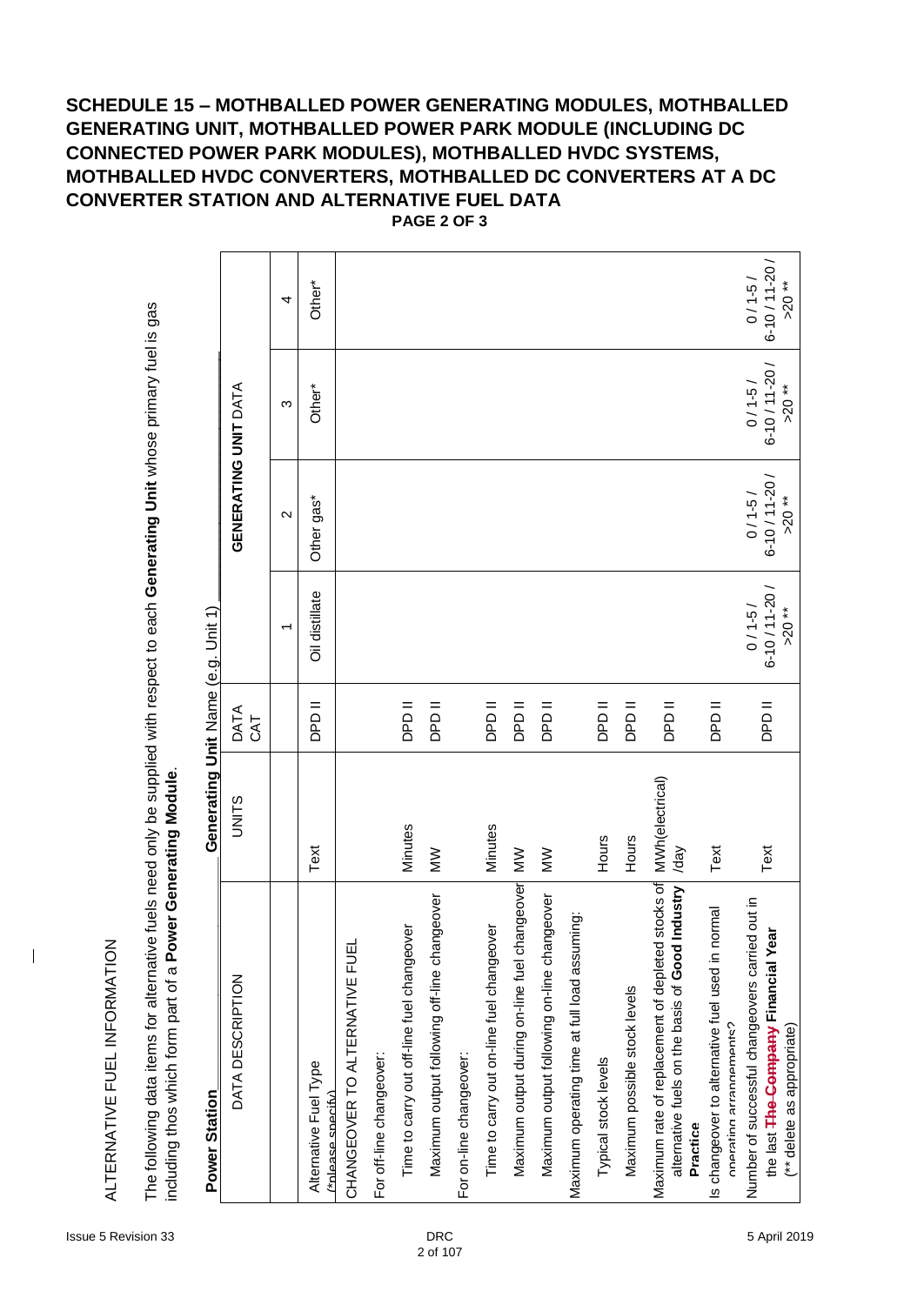# SCHEDULE 15 – MOTHBALLED POWER GENERATING MODULES, MOTHBALLED GENERATING UNIT, MOTHBALLED POWER PARK MODULE (INCLUDING DC CONNECTED POWER PARK MODULES), MOTHBALLED HVDC SYSTEMS, MOTHBALLED HVDC CONVERTERS, MOTHBALLED DC CONVERTERS AT A DC CONVERTER STATION AND ALTERNATIVE FUEL DATA

**PAGE 2 OF 3**

ALTERNATIVE FUEL INFORMATION

The following data items for alternative fuels need only be supplied with respect to each **Generating Unit** whose primary fuel is gas including thos which form part of a **Power Generating Module**.

**Power Station** **Generating Unit** Name (e.g. Unit 1)

| DATA DESCRIPTION | UNITS | DATA CAT | GENERATING UNIT DATA | | | |
|---|---|---|---|---|---|---|
| | | | 1 | 2 | 3 | 4 |
| Alternative Fuel Type (*please specify) | Text | DPD II | Oil distillate | Other gas* | Other* | Other* |
| CHANGEOVER TO ALTERNATIVE FUEL | | | | | | |
| For off-line changeover: | | | | | | |
| Time to carry out off-line fuel changeover | Minutes | DPD II | | | | |
| Maximum output following off-line changeover | MW | DPD II | | | | |
| For on-line changeover: | | | | | | |
| Time to carry out on-line fuel changeover | Minutes | DPD II | | | | |
| Maximum output during on-line fuel changeover | MW | DPD II | | | | |
| Maximum output following on-line changeover | MW | DPD II | | | | |
| Maximum operating time at full load assuming: | | | | | | |
| Typical stock levels | Hours | DPD II | | | | |
| Maximum possible stock levels | Hours | DPD II | | | | |
| Maximum rate of replacement of depleted stocks of alternative fuels on the basis of **Good Industry Practice** | MWh(electrical) /day | DPD II | | | | |
| Is changeover to alternative fuel used in normal operating arrangements? | Text | DPD II | | | | |
| Number of successful changeovers carried out in the last ~~The Company~~ **Financial Year** (** delete as appropriate) | Text | DPD II | 0 / 1-5 / 6-10 / 11-20 / >20 ** | 0 / 1-5 / 6-10 / 11-20 / >20 ** | 0 / 1-5 / 6-10 / 11-20 / >20 ** | 0 / 1-5 / 6-10 / 11-20 / >20 ** |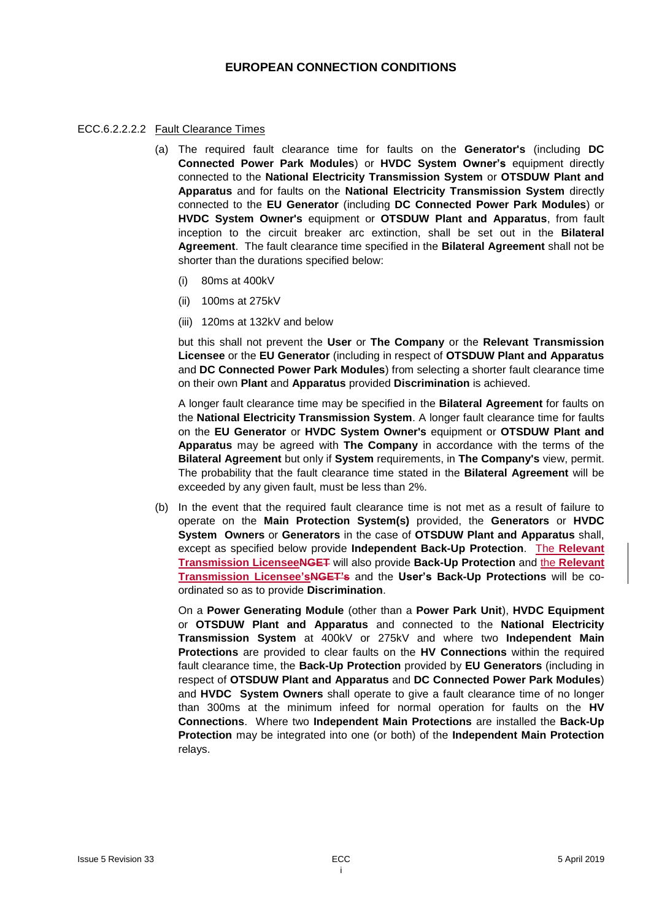# EUROPEAN CONNECTION CONDITIONS

ECC.6.2.2.2.2 Fault Clearance Times

(a) The required fault clearance time for faults on the **Generator's** (including **DC Connected Power Park Modules**) or **HVDC System Owner's** equipment directly connected to the **National Electricity Transmission System** or **OTSDUW Plant and Apparatus** and for faults on the **National Electricity Transmission System** directly connected to the **EU Generator** (including **DC Connected Power Park Modules**) or **HVDC System Owner's** equipment or **OTSDUW Plant and Apparatus**, from fault inception to the circuit breaker arc extinction, shall be set out in the **Bilateral Agreement**. The fault clearance time specified in the **Bilateral Agreement** shall not be shorter than the durations specified below:

(i) 80ms at 400kV

(ii) 100ms at 275kV

(iii) 120ms at 132kV and below

but this shall not prevent the **User** or **The Company** or the **Relevant Transmission Licensee** or the **EU Generator** (including in respect of **OTSDUW Plant and Apparatus** and **DC Connected Power Park Modules**) from selecting a shorter fault clearance time on their own **Plant** and **Apparatus** provided **Discrimination** is achieved.

A longer fault clearance time may be specified in the **Bilateral Agreement** for faults on the **National Electricity Transmission System**. A longer fault clearance time for faults on the **EU Generator** or **HVDC System Owner's** equipment or **OTSDUW Plant and Apparatus** may be agreed with **The Company** in accordance with the terms of the **Bilateral Agreement** but only if **System** requirements, in **The Company's** view, permit. The probability that the fault clearance time stated in the **Bilateral Agreement** will be exceeded by any given fault, must be less than 2%.

(b) In the event that the required fault clearance time is not met as a result of failure to operate on the **Main Protection System(s)** provided, the **Generators** or **HVDC System Owners** or **Generators** in the case of **OTSDUW Plant and Apparatus** shall, except as specified below provide **Independent Back-Up Protection**. The **Relevant Transmission Licensee**~~**NGET**~~ will also provide **Back-Up Protection** and the **Relevant Transmission Licensee's**~~**NGET's**~~ and the **User's Back-Up Protections** will be co-ordinated so as to provide **Discrimination**.

On a **Power Generating Module** (other than a **Power Park Unit**), **HVDC Equipment** or **OTSDUW Plant and Apparatus** and connected to the **National Electricity Transmission System** at 400kV or 275kV and where two **Independent Main Protections** are provided to clear faults on the **HV Connections** within the required fault clearance time, the **Back-Up Protection** provided by **EU Generators** (including in respect of **OTSDUW Plant and Apparatus** and **DC Connected Power Park Modules**) and **HVDC System Owners** shall operate to give a fault clearance time of no longer than 300ms at the minimum infeed for normal operation for faults on the **HV Connections**. Where two **Independent Main Protections** are installed the **Back-Up Protection** may be integrated into one (or both) of the **Independent Main Protection** relays.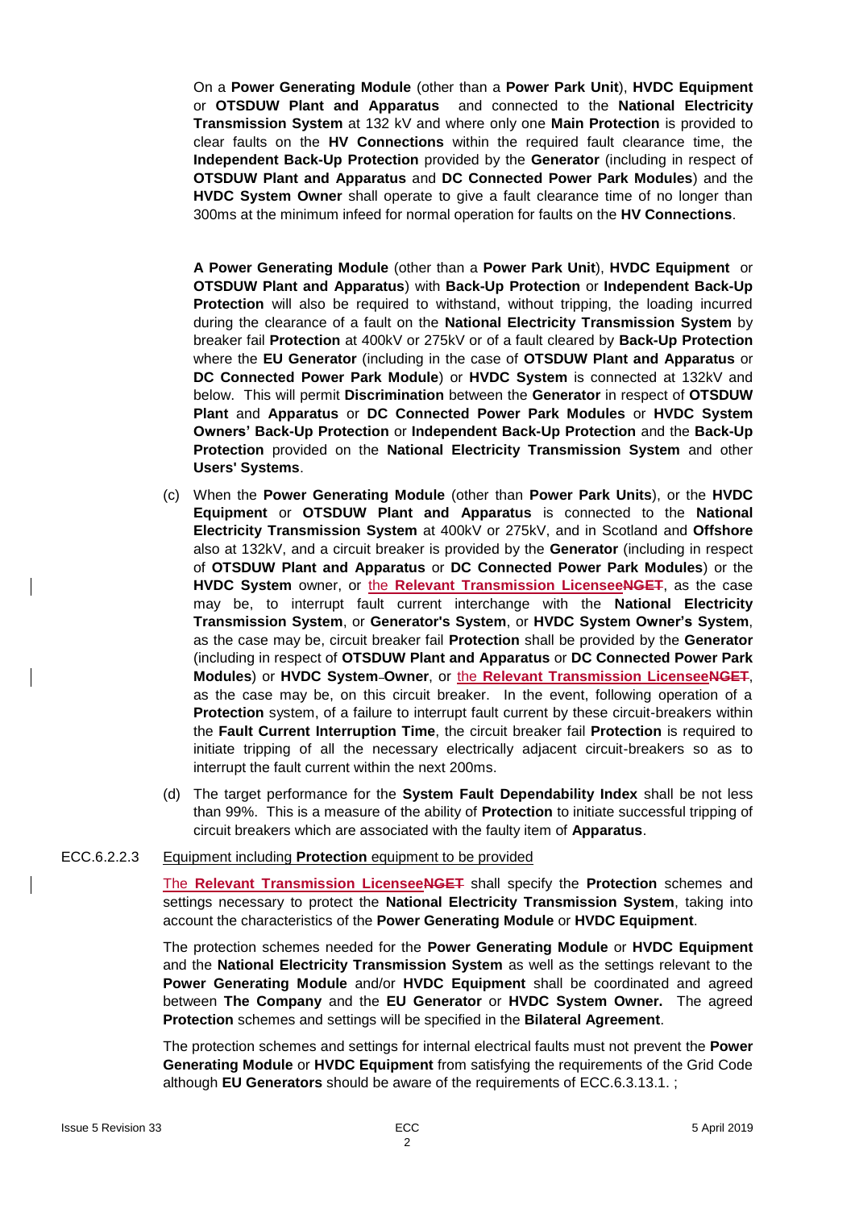On a **Power Generating Module** (other than a **Power Park Unit**), **HVDC Equipment** or **OTSDUW Plant and Apparatus** and connected to the **National Electricity Transmission System** at 132 kV and where only one **Main Protection** is provided to clear faults on the **HV Connections** within the required fault clearance time, the **Independent Back-Up Protection** provided by the **Generator** (including in respect of **OTSDUW Plant and Apparatus** and **DC Connected Power Park Modules**) and the **HVDC System Owner** shall operate to give a fault clearance time of no longer than 300ms at the minimum infeed for normal operation for faults on the **HV Connections**.

**A Power Generating Module** (other than a **Power Park Unit**), **HVDC Equipment** or **OTSDUW Plant and Apparatus**) with **Back-Up Protection** or **Independent Back-Up Protection** will also be required to withstand, without tripping, the loading incurred during the clearance of a fault on the **National Electricity Transmission System** by breaker fail **Protection** at 400kV or 275kV or of a fault cleared by **Back-Up Protection** where the **EU Generator** (including in the case of **OTSDUW Plant and Apparatus** or **DC Connected Power Park Module**) or **HVDC System** is connected at 132kV and below. This will permit **Discrimination** between the **Generator** in respect of **OTSDUW Plant** and **Apparatus** or **DC Connected Power Park Modules** or **HVDC System Owners' Back-Up Protection** or **Independent Back-Up Protection** and the **Back-Up Protection** provided on the **National Electricity Transmission System** and other **Users' Systems**.

(c) When the **Power Generating Module** (other than **Power Park Units**), or the **HVDC Equipment** or **OTSDUW Plant and Apparatus** is connected to the **National Electricity Transmission System** at 400kV or 275kV, and in Scotland and **Offshore** also at 132kV, and a circuit breaker is provided by the **Generator** (including in respect of **OTSDUW Plant and Apparatus** or **DC Connected Power Park Modules**) or the **HVDC System** owner, or the **Relevant Transmission Licensee**~~**NGET**~~, as the case may be, to interrupt fault current interchange with the **National Electricity Transmission System**, or **Generator's System**, or **HVDC System Owner's System**, as the case may be, circuit breaker fail **Protection** shall be provided by the **Generator** (including in respect of **OTSDUW Plant and Apparatus** or **DC Connected Power Park Modules**) or **HVDC System Owner**, or the **Relevant Transmission Licensee**~~**NGET**~~, as the case may be, on this circuit breaker. In the event, following operation of a **Protection** system, of a failure to interrupt fault current by these circuit-breakers within the **Fault Current Interruption Time**, the circuit breaker fail **Protection** is required to initiate tripping of all the necessary electrically adjacent circuit-breakers so as to interrupt the fault current within the next 200ms.

(d) The target performance for the **System Fault Dependability Index** shall be not less than 99%. This is a measure of the ability of **Protection** to initiate successful tripping of circuit breakers which are associated with the faulty item of **Apparatus**.

ECC.6.2.2.3 Equipment including **Protection** equipment to be provided

The **Relevant Transmission Licensee**~~**NGET**~~ shall specify the **Protection** schemes and settings necessary to protect the **National Electricity Transmission System**, taking into account the characteristics of the **Power Generating Module** or **HVDC Equipment**.

The protection schemes needed for the **Power Generating Module** or **HVDC Equipment** and the **National Electricity Transmission System** as well as the settings relevant to the **Power Generating Module** and/or **HVDC Equipment** shall be coordinated and agreed between **The Company** and the **EU Generator** or **HVDC System Owner.** The agreed **Protection** schemes and settings will be specified in the **Bilateral Agreement**.

The protection schemes and settings for internal electrical faults must not prevent the **Power Generating Module** or **HVDC Equipment** from satisfying the requirements of the Grid Code although **EU Generators** should be aware of the requirements of ECC.6.3.13.1. ;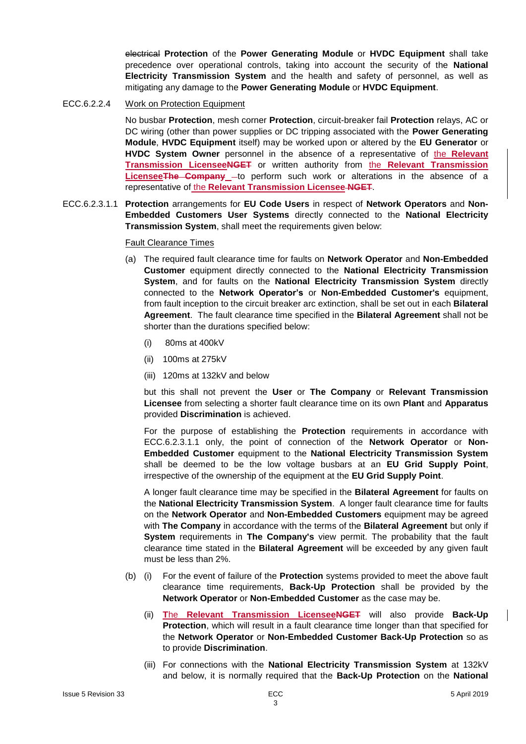~~electrical~~ **Protection** of the **Power Generating Module** or **HVDC Equipment** shall take precedence over operational controls, taking into account the security of the **National Electricity Transmission System** and the health and safety of personnel, as well as mitigating any damage to the **Power Generating Module** or **HVDC Equipment**.

ECC.6.2.2.4 Work on Protection Equipment

No busbar **Protection**, mesh corner **Protection**, circuit-breaker fail **Protection** relays, AC or DC wiring (other than power supplies or DC tripping associated with the **Power Generating Module**, **HVDC Equipment** itself) may be worked upon or altered by the **EU Generator** or **HVDC System Owner** personnel in the absence of a representative of the **Relevant Transmission Licensee**~~**NGET**~~ or written authority from the **Relevant Transmission Licensee**~~**The Company**~~ to perform such work or alterations in the absence of a representative of the **Relevant Transmission Licensee** ~~**NGET**~~.

ECC.6.2.3.1.1 **Protection** arrangements for **EU Code Users** in respect of **Network Operators** and **Non-Embedded Customers User Systems** directly connected to the **National Electricity Transmission System**, shall meet the requirements given below:

Fault Clearance Times

(a) The required fault clearance time for faults on **Network Operator** and **Non-Embedded Customer** equipment directly connected to the **National Electricity Transmission System**, and for faults on the **National Electricity Transmission System** directly connected to the **Network Operator's** or **Non-Embedded Customer's** equipment, from fault inception to the circuit breaker arc extinction, shall be set out in each **Bilateral Agreement**. The fault clearance time specified in the **Bilateral Agreement** shall not be shorter than the durations specified below:

(i) 80ms at 400kV

(ii) 100ms at 275kV

(iii) 120ms at 132kV and below

but this shall not prevent the **User** or **The Company** or **Relevant Transmission Licensee** from selecting a shorter fault clearance time on its own **Plant** and **Apparatus** provided **Discrimination** is achieved.

For the purpose of establishing the **Protection** requirements in accordance with ECC.6.2.3.1.1 only, the point of connection of the **Network Operator** or **Non-Embedded Customer** equipment to the **National Electricity Transmission System** shall be deemed to be the low voltage busbars at an **EU Grid Supply Point**, irrespective of the ownership of the equipment at the **EU Grid Supply Point**.

A longer fault clearance time may be specified in the **Bilateral Agreement** for faults on the **National Electricity Transmission System**. A longer fault clearance time for faults on the **Network Operator** and **Non-Embedded Customers** equipment may be agreed with **The Company** in accordance with the terms of the **Bilateral Agreement** but only if **System** requirements in **The Company's** view permit. The probability that the fault clearance time stated in the **Bilateral Agreement** will be exceeded by any given fault must be less than 2%.

(b) (i) For the event of failure of the **Protection** systems provided to meet the above fault clearance time requirements, **Back-Up Protection** shall be provided by the **Network Operator** or **Non-Embedded Customer** as the case may be.

(ii) **T**he **Relevant Transmission Licensee**~~**NGET**~~ will also provide **Back-Up Protection**, which will result in a fault clearance time longer than that specified for the **Network Operator** or **Non-Embedded Customer Back-Up Protection** so as to provide **Discrimination**.

(iii) For connections with the **National Electricity Transmission System** at 132kV and below, it is normally required that the **Back-Up Protection** on the **National**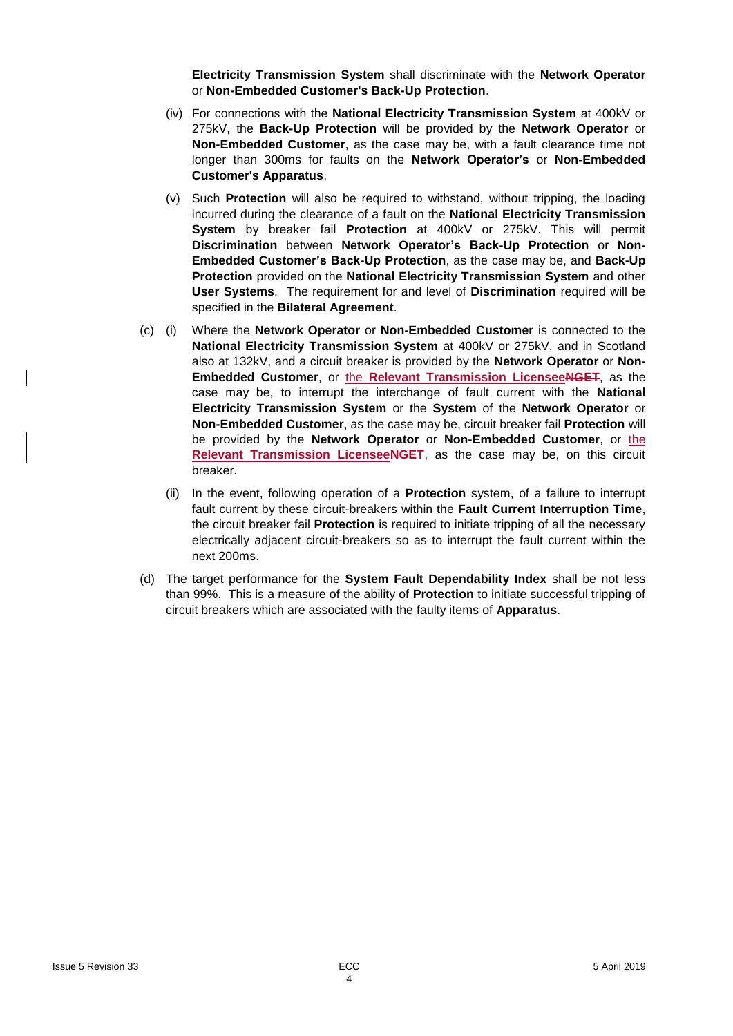**Electricity Transmission System** shall discriminate with the **Network Operator** or **Non-Embedded Customer's Back-Up Protection**.

(iv) For connections with the **National Electricity Transmission System** at 400kV or 275kV, the **Back-Up Protection** will be provided by the **Network Operator** or **Non-Embedded Customer**, as the case may be, with a fault clearance time not longer than 300ms for faults on the **Network Operator's** or **Non-Embedded Customer's Apparatus**.

(v) Such **Protection** will also be required to withstand, without tripping, the loading incurred during the clearance of a fault on the **National Electricity Transmission System** by breaker fail **Protection** at 400kV or 275kV. This will permit **Discrimination** between **Network Operator's Back-Up Protection** or **Non-Embedded Customer's Back-Up Protection**, as the case may be, and **Back-Up Protection** provided on the **National Electricity Transmission System** and other **User Systems**. The requirement for and level of **Discrimination** required will be specified in the **Bilateral Agreement**.

(c) (i) Where the **Network Operator** or **Non-Embedded Customer** is connected to the **National Electricity Transmission System** at 400kV or 275kV, and in Scotland also at 132kV, and a circuit breaker is provided by the **Network Operator** or **Non-Embedded Customer**, or the **Relevant Transmission Licensee**~~**NGET**~~, as the case may be, to interrupt the interchange of fault current with the **National Electricity Transmission System** or the **System** of the **Network Operator** or **Non-Embedded Customer**, as the case may be, circuit breaker fail **Protection** will be provided by the **Network Operator** or **Non-Embedded Customer**, or the **Relevant Transmission Licensee**~~**NGET**~~, as the case may be, on this circuit breaker.

(ii) In the event, following operation of a **Protection** system, of a failure to interrupt fault current by these circuit-breakers within the **Fault Current Interruption Time**, the circuit breaker fail **Protection** is required to initiate tripping of all the necessary electrically adjacent circuit-breakers so as to interrupt the fault current within the next 200ms.

(d) The target performance for the **System Fault Dependability Index** shall be not less than 99%. This is a measure of the ability of **Protection** to initiate successful tripping of circuit breakers which are associated with the faulty items of **Apparatus**.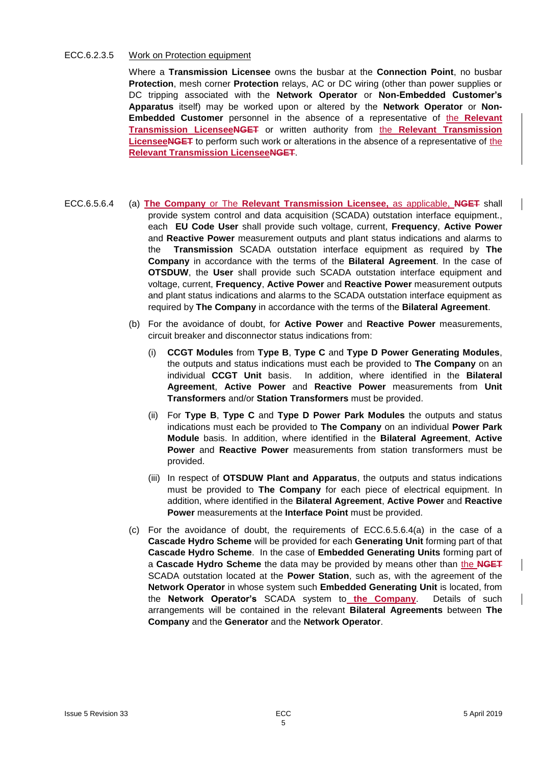ECC.6.2.3.5 Work on Protection equipment

Where a **Transmission Licensee** owns the busbar at the **Connection Point**, no busbar **Protection**, mesh corner **Protection** relays, AC or DC wiring (other than power supplies or DC tripping associated with the **Network Operator** or **Non-Embedded Customer's Apparatus** itself) may be worked upon or altered by the **Network Operator** or **Non-Embedded Customer** personnel in the absence of a representative of the **Relevant Transmission Licensee**~~NGET~~ or written authority from the **Relevant Transmission Licensee**~~NGET~~ to perform such work or alterations in the absence of a representative of the **Relevant Transmission Licensee**~~NGET~~.

ECC.6.5.6.4 (a) **The Company** or The **Relevant Transmission Licensee,** as applicable, ~~**NGET**~~ shall provide system control and data acquisition (SCADA) outstation interface equipment., each **EU Code User** shall provide such voltage, current, **Frequency**, **Active Power** and **Reactive Power** measurement outputs and plant status indications and alarms to the **Transmission** SCADA outstation interface equipment as required by **The Company** in accordance with the terms of the **Bilateral Agreement**. In the case of **OTSDUW**, the **User** shall provide such SCADA outstation interface equipment and voltage, current, **Frequency**, **Active Power** and **Reactive Power** measurement outputs and plant status indications and alarms to the SCADA outstation interface equipment as required by **The Company** in accordance with the terms of the **Bilateral Agreement**.

(b) For the avoidance of doubt, for **Active Power** and **Reactive Power** measurements, circuit breaker and disconnector status indications from:

(i) **CCGT Modules** from **Type B**, **Type C** and **Type D Power Generating Modules**, the outputs and status indications must each be provided to **The Company** on an individual **CCGT Unit** basis. In addition, where identified in the **Bilateral Agreement**, **Active Power** and **Reactive Power** measurements from **Unit Transformers** and/or **Station Transformers** must be provided.

(ii) For **Type B**, **Type C** and **Type D Power Park Modules** the outputs and status indications must each be provided to **The Company** on an individual **Power Park Module** basis. In addition, where identified in the **Bilateral Agreement**, **Active Power** and **Reactive Power** measurements from station transformers must be provided.

(iii) In respect of **OTSDUW Plant and Apparatus**, the outputs and status indications must be provided to **The Company** for each piece of electrical equipment. In addition, where identified in the **Bilateral Agreement**, **Active Power** and **Reactive Power** measurements at the **Interface Point** must be provided.

(c) For the avoidance of doubt, the requirements of ECC.6.5.6.4(a) in the case of a **Cascade Hydro Scheme** will be provided for each **Generating Unit** forming part of that **Cascade Hydro Scheme**. In the case of **Embedded Generating Units** forming part of a **Cascade Hydro Scheme** the data may be provided by means other than the ~~**NGET**~~ SCADA outstation located at the **Power Station**, such as, with the agreement of the **Network Operator** in whose system such **Embedded Generating Unit** is located, from the **Network Operator's** SCADA system to **the Company**. Details of such arrangements will be contained in the relevant **Bilateral Agreements** between **The Company** and the **Generator** and the **Network Operator**.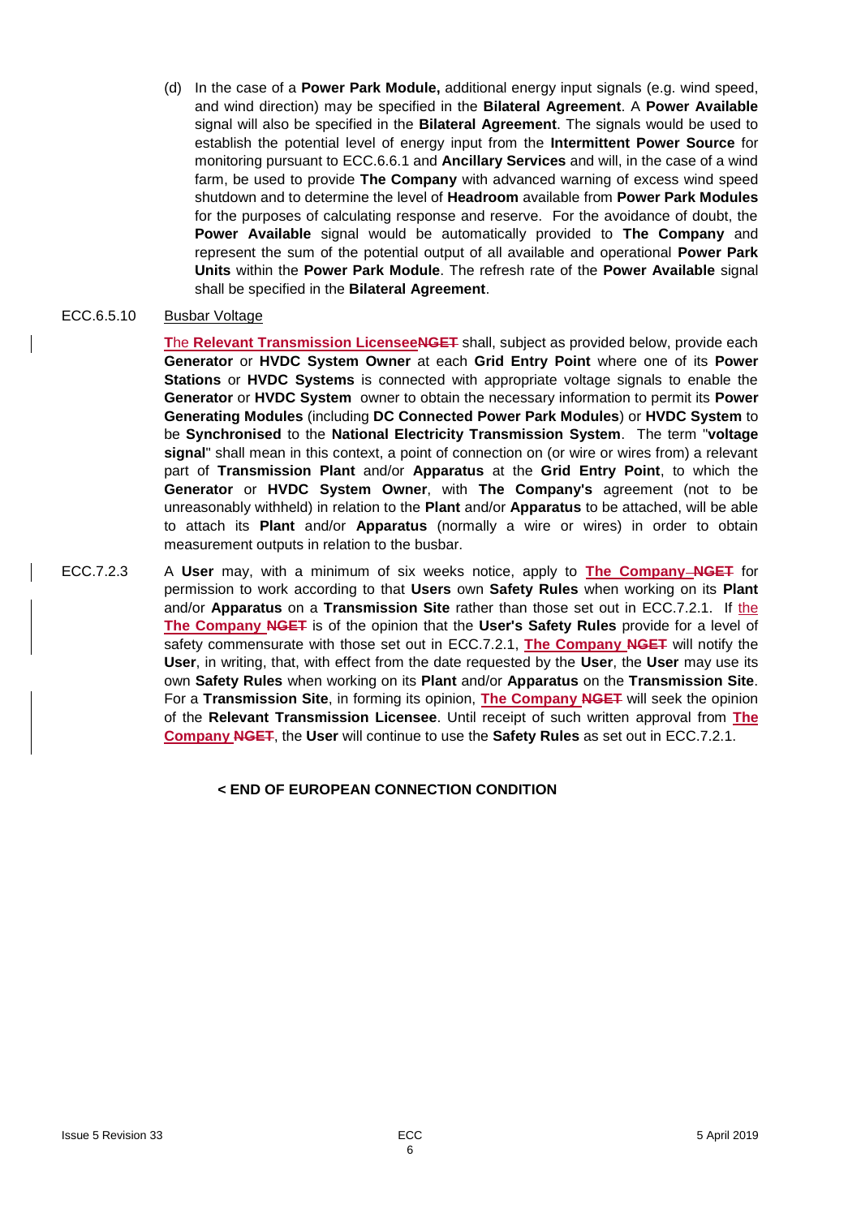(d) In the case of a **Power Park Module,** additional energy input signals (e.g. wind speed, and wind direction) may be specified in the **Bilateral Agreement**. A **Power Available** signal will also be specified in the **Bilateral Agreement**. The signals would be used to establish the potential level of energy input from the **Intermittent Power Source** for monitoring pursuant to ECC.6.6.1 and **Ancillary Services** and will, in the case of a wind farm, be used to provide **The Company** with advanced warning of excess wind speed shutdown and to determine the level of **Headroom** available from **Power Park Modules** for the purposes of calculating response and reserve. For the avoidance of doubt, the **Power Available** signal would be automatically provided to **The Company** and represent the sum of the potential output of all available and operational **Power Park Units** within the **Power Park Module**. The refresh rate of the **Power Available** signal shall be specified in the **Bilateral Agreement**.

ECC.6.5.10 Busbar Voltage

The **Relevant Transmission Licensee**~~**NGET**~~ shall, subject as provided below, provide each **Generator** or **HVDC System Owner** at each **Grid Entry Point** where one of its **Power Stations** or **HVDC Systems** is connected with appropriate voltage signals to enable the **Generator** or **HVDC System** owner to obtain the necessary information to permit its **Power Generating Modules** (including **DC Connected Power Park Modules**) or **HVDC System** to be **Synchronised** to the **National Electricity Transmission System**. The term "**voltage signal**" shall mean in this context, a point of connection on (or wire or wires from) a relevant part of **Transmission Plant** and/or **Apparatus** at the **Grid Entry Point**, to which the **Generator** or **HVDC System Owner**, with **The Company's** agreement (not to be unreasonably withheld) in relation to the **Plant** and/or **Apparatus** to be attached, will be able to attach its **Plant** and/or **Apparatus** (normally a wire or wires) in order to obtain measurement outputs in relation to the busbar.

ECC.7.2.3 A **User** may, with a minimum of six weeks notice, apply to **The Company** ~~**NGET**~~ for permission to work according to that **Users** own **Safety Rules** when working on its **Plant** and/or **Apparatus** on a **Transmission Site** rather than those set out in ECC.7.2.1. If the **The Company** ~~**NGET**~~ is of the opinion that the **User's Safety Rules** provide for a level of safety commensurate with those set out in ECC.7.2.1, **The Company** ~~**NGET**~~ will notify the **User**, in writing, that, with effect from the date requested by the **User**, the **User** may use its own **Safety Rules** when working on its **Plant** and/or **Apparatus** on the **Transmission Site**. For a **Transmission Site**, in forming its opinion, **The Company** ~~**NGET**~~ will seek the opinion of the **Relevant Transmission Licensee**. Until receipt of such written approval from **The Company** ~~**NGET**~~, the **User** will continue to use the **Safety Rules** as set out in ECC.7.2.1.

**< END OF EUROPEAN CONNECTION CONDITION**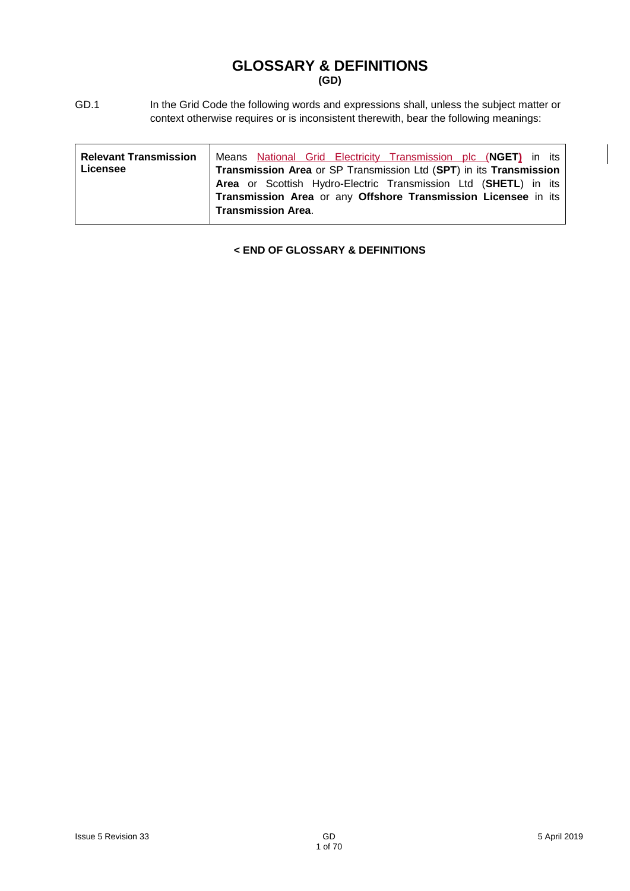# GLOSSARY & DEFINITIONS
**(GD)**

GD.1 In the Grid Code the following words and expressions shall, unless the subject matter or context otherwise requires or is inconsistent therewith, bear the following meanings:

| | |
|---|---|
| **Relevant Transmission Licensee** | Means National Grid Electricity Transmission plc (**NGET**) in its **Transmission Area** or SP Transmission Ltd (**SPT**) in its **Transmission Area** or Scottish Hydro-Electric Transmission Ltd (**SHETL**) in its **Transmission Area** or any **Offshore Transmission Licensee** in its **Transmission Area**. |

**< END OF GLOSSARY & DEFINITIONS**